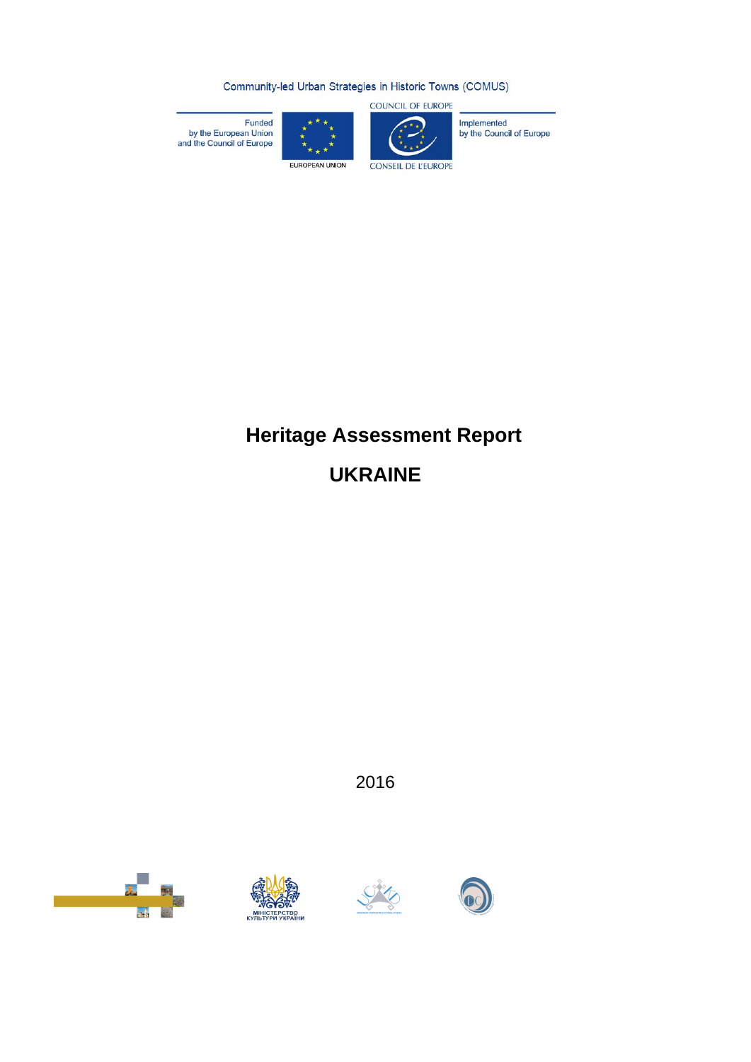Community-led Urban Strategies in Historic Towns (COMUS)

Funded by the European Union and the Council of Europe

EUROPEAN UNION

COUNCIL OF EUROPE

CONSEIL DE L'EUROPE

Implemented by the Council of Europe

# Heritage Assessment Report

# UKRAINE

2016

МІНІСТЕРСТВО КУЛЬТУРИ УКРАЇНИ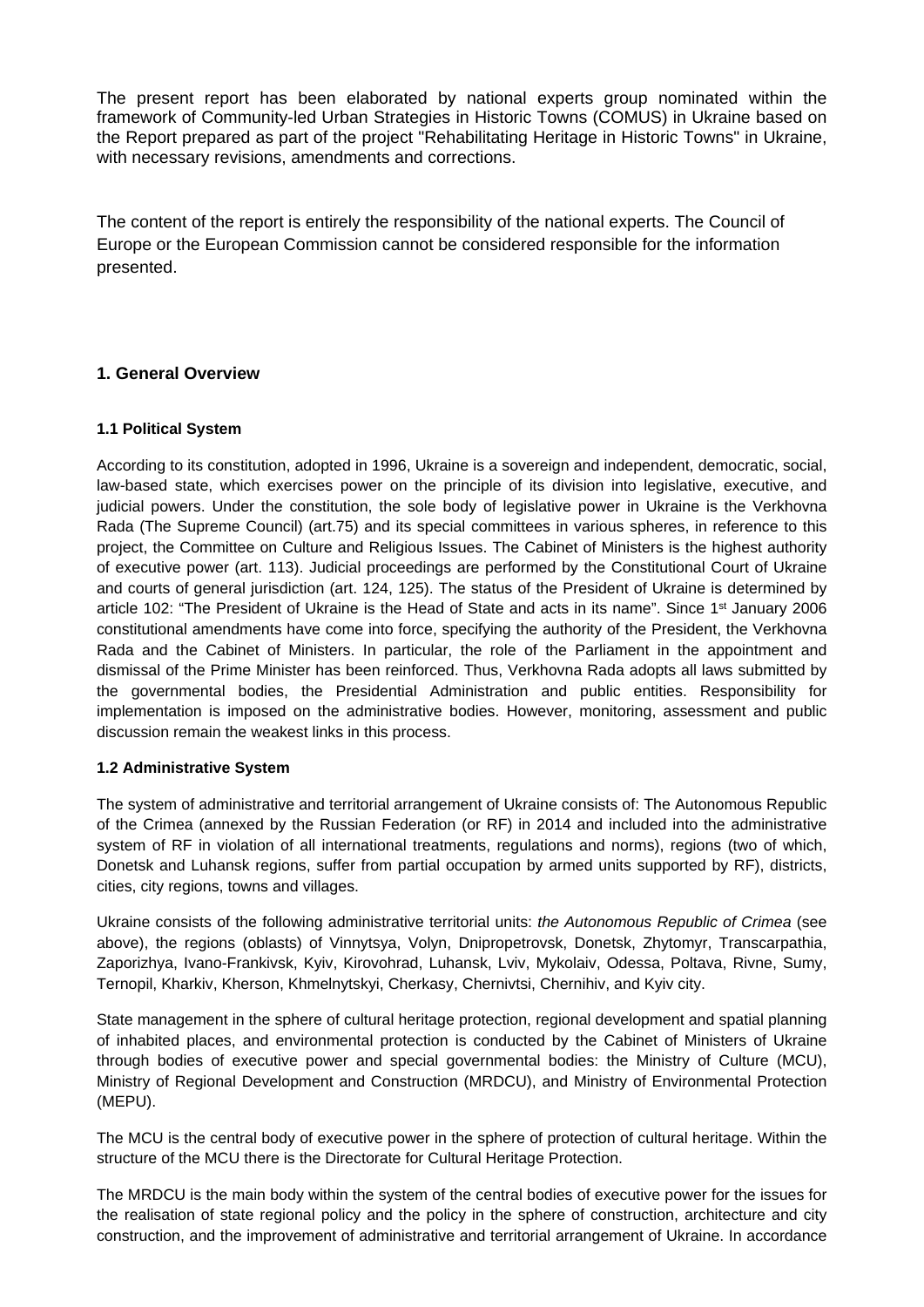The present report has been elaborated by national experts group nominated within the framework of Community-led Urban Strategies in Historic Towns (COMUS) in Ukraine based on the Report prepared as part of the project "Rehabilitating Heritage in Historic Towns" in Ukraine, with necessary revisions, amendments and corrections.

The content of the report is entirely the responsibility of the national experts. The Council of Europe or the European Commission cannot be considered responsible for the information presented.

## 1. General Overview

### 1.1 Political System

According to its constitution, adopted in 1996, Ukraine is a sovereign and independent, democratic, social, law-based state, which exercises power on the principle of its division into legislative, executive, and judicial powers. Under the constitution, the sole body of legislative power in Ukraine is the Verkhovna Rada (The Supreme Council) (art.75) and its special committees in various spheres, in reference to this project, the Committee on Culture and Religious Issues. The Cabinet of Ministers is the highest authority of executive power (art. 113). Judicial proceedings are performed by the Constitutional Court of Ukraine and courts of general jurisdiction (art. 124, 125). The status of the President of Ukraine is determined by article 102: "The President of Ukraine is the Head of State and acts in its name". Since 1st January 2006 constitutional amendments have come into force, specifying the authority of the President, the Verkhovna Rada and the Cabinet of Ministers. In particular, the role of the Parliament in the appointment and dismissal of the Prime Minister has been reinforced. Thus, Verkhovna Rada adopts all laws submitted by the governmental bodies, the Presidential Administration and public entities. Responsibility for implementation is imposed on the administrative bodies. However, monitoring, assessment and public discussion remain the weakest links in this process.

### 1.2 Administrative System

The system of administrative and territorial arrangement of Ukraine consists of: The Autonomous Republic of the Crimea (annexed by the Russian Federation (or RF) in 2014 and included into the administrative system of RF in violation of all international treatments, regulations and norms), regions (two of which, Donetsk and Luhansk regions, suffer from partial occupation by armed units supported by RF), districts, cities, city regions, towns and villages.

Ukraine consists of the following administrative territorial units: *the Autonomous Republic of Crimea* (see above), the regions (oblasts) of Vinnytsya, Volyn, Dnipropetrovsk, Donetsk, Zhytomyr, Transcarpathia, Zaporizhya, Ivano-Frankivsk, Kyiv, Kirovohrad, Luhansk, Lviv, Mykolaiv, Odessa, Poltava, Rivne, Sumy, Ternopil, Kharkiv, Kherson, Khmelnytskyi, Cherkasy, Chernivtsi, Chernihiv, and Kyiv city.

State management in the sphere of cultural heritage protection, regional development and spatial planning of inhabited places, and environmental protection is conducted by the Cabinet of Ministers of Ukraine through bodies of executive power and special governmental bodies: the Ministry of Culture (MCU), Ministry of Regional Development and Construction (MRDCU), and Ministry of Environmental Protection (MEPU).

The MCU is the central body of executive power in the sphere of protection of cultural heritage. Within the structure of the MCU there is the Directorate for Cultural Heritage Protection.

The MRDCU is the main body within the system of the central bodies of executive power for the issues for the realisation of state regional policy and the policy in the sphere of construction, architecture and city construction, and the improvement of administrative and territorial arrangement of Ukraine. In accordance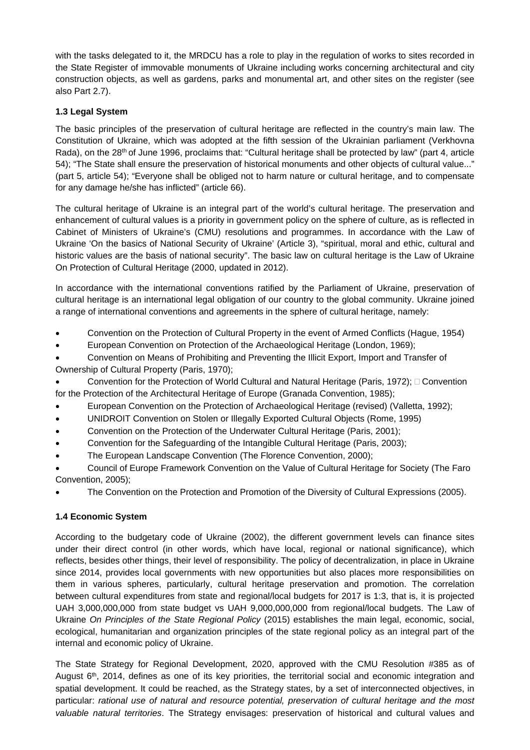with the tasks delegated to it, the MRDCU has a role to play in the regulation of works to sites recorded in the State Register of immovable monuments of Ukraine including works concerning architectural and city construction objects, as well as gardens, parks and monumental art, and other sites on the register (see also Part 2.7).

### 1.3 Legal System

The basic principles of the preservation of cultural heritage are reflected in the country's main law. The Constitution of Ukraine, which was adopted at the fifth session of the Ukrainian parliament (Verkhovna Rada), on the 28th of June 1996, proclaims that: "Cultural heritage shall be protected by law" (part 4, article 54); "The State shall ensure the preservation of historical monuments and other objects of cultural value..." (part 5, article 54); "Everyone shall be obliged not to harm nature or cultural heritage, and to compensate for any damage he/she has inflicted" (article 66).

The cultural heritage of Ukraine is an integral part of the world's cultural heritage. The preservation and enhancement of cultural values is a priority in government policy on the sphere of culture, as is reflected in Cabinet of Ministers of Ukraine's (CMU) resolutions and programmes. In accordance with the Law of Ukraine 'On the basics of National Security of Ukraine' (Article 3), "spiritual, moral and ethic, cultural and historic values are the basis of national security". The basic law on cultural heritage is the Law of Ukraine On Protection of Cultural Heritage (2000, updated in 2012).

In accordance with the international conventions ratified by the Parliament of Ukraine, preservation of cultural heritage is an international legal obligation of our country to the global community. Ukraine joined a range of international conventions and agreements in the sphere of cultural heritage, namely:

- Convention on the Protection of Cultural Property in the event of Armed Conflicts (Hague, 1954)
- European Convention on Protection of the Archaeological Heritage (London, 1969);
- Convention on Means of Prohibiting and Preventing the Illicit Export, Import and Transfer of Ownership of Cultural Property (Paris, 1970);
- Convention for the Protection of World Cultural and Natural Heritage (Paris, 1972);  Convention for the Protection of the Architectural Heritage of Europe (Granada Convention, 1985);
- European Convention on the Protection of Archaeological Heritage (revised) (Valletta, 1992);
- UNIDROIT Convention on Stolen or Illegally Exported Cultural Objects (Rome, 1995)
- Convention on the Protection of the Underwater Cultural Heritage (Paris, 2001);
- Convention for the Safeguarding of the Intangible Cultural Heritage (Paris, 2003);
- The European Landscape Convention (The Florence Convention, 2000);
- Council of Europe Framework Convention on the Value of Cultural Heritage for Society (The Faro Convention, 2005);
- The Convention on the Protection and Promotion of the Diversity of Cultural Expressions (2005).

### 1.4 Economic System

According to the budgetary code of Ukraine (2002), the different government levels can finance sites under their direct control (in other words, which have local, regional or national significance), which reflects, besides other things, their level of responsibility. The policy of decentralization, in place in Ukraine since 2014, provides local governments with new opportunities but also places more responsibilities on them in various spheres, particularly, cultural heritage preservation and promotion. The correlation between cultural expenditures from state and regional/local budgets for 2017 is 1:3, that is, it is projected UAH 3,000,000,000 from state budget vs UAH 9,000,000,000 from regional/local budgets. The Law of Ukraine *On Principles of the State Regional Policy* (2015) establishes the main legal, economic, social, ecological, humanitarian and organization principles of the state regional policy as an integral part of the internal and economic policy of Ukraine.

The State Strategy for Regional Development, 2020, approved with the CMU Resolution #385 as of August 6th, 2014, defines as one of its key priorities, the territorial social and economic integration and spatial development. It could be reached, as the Strategy states, by a set of interconnected objectives, in particular: *rational use of natural and resource potential, preservation of cultural heritage and the most valuable natural territories*. The Strategy envisages: preservation of historical and cultural values and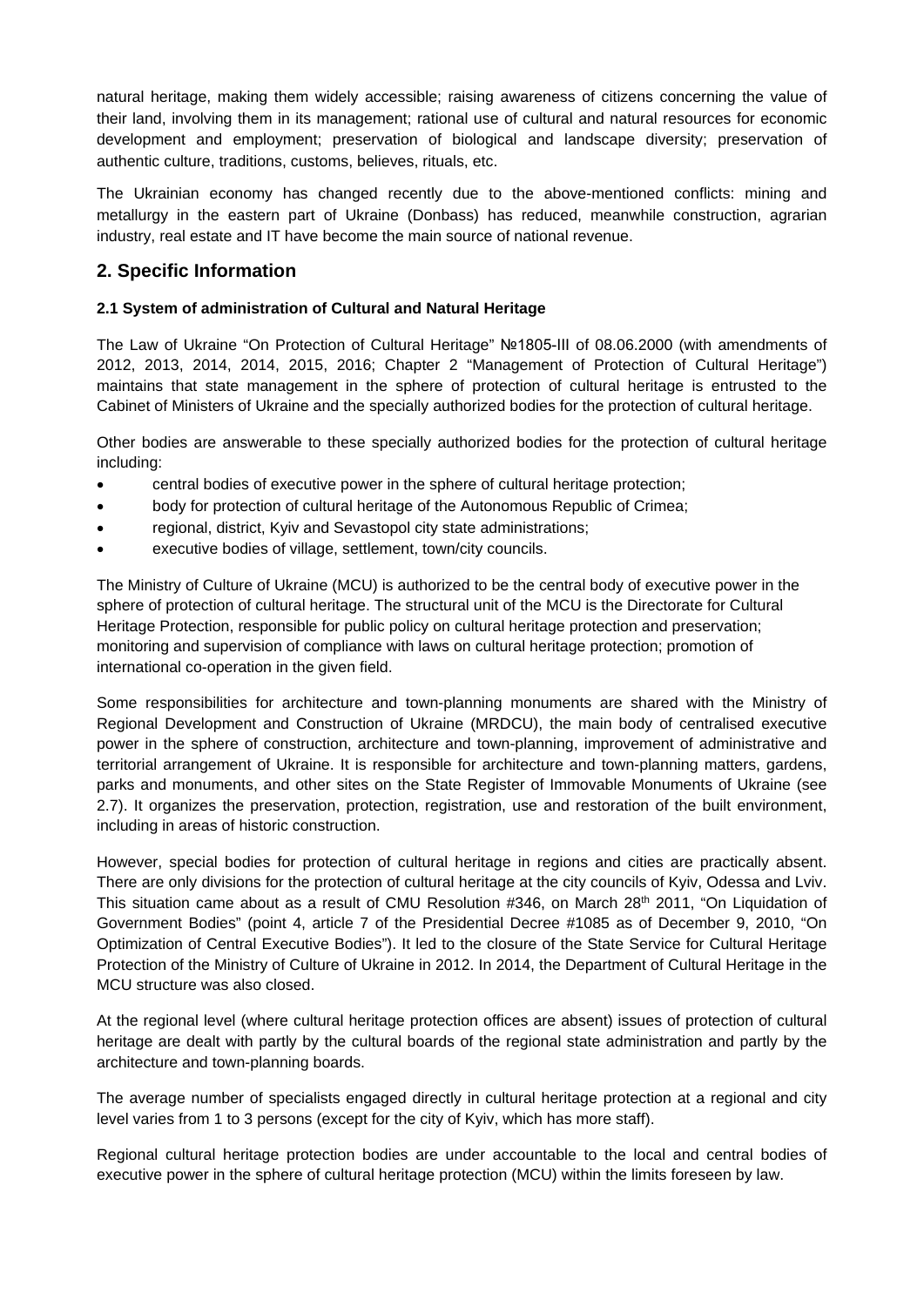natural heritage, making them widely accessible; raising awareness of citizens concerning the value of their land, involving them in its management; rational use of cultural and natural resources for economic development and employment; preservation of biological and landscape diversity; preservation of authentic culture, traditions, customs, believes, rituals, etc.

The Ukrainian economy has changed recently due to the above-mentioned conflicts: mining and metallurgy in the eastern part of Ukraine (Donbass) has reduced, meanwhile construction, agrarian industry, real estate and IT have become the main source of national revenue.

## 2. Specific Information

#### 2.1 System of administration of Cultural and Natural Heritage

The Law of Ukraine "On Protection of Cultural Heritage" №1805-III of 08.06.2000 (with amendments of 2012, 2013, 2014, 2014, 2015, 2016; Chapter 2 "Management of Protection of Cultural Heritage") maintains that state management in the sphere of protection of cultural heritage is entrusted to the Cabinet of Ministers of Ukraine and the specially authorized bodies for the protection of cultural heritage.

Other bodies are answerable to these specially authorized bodies for the protection of cultural heritage including:

- central bodies of executive power in the sphere of cultural heritage protection;
- body for protection of cultural heritage of the Autonomous Republic of Crimea;
- regional, district, Kyiv and Sevastopol city state administrations;
- executive bodies of village, settlement, town/city councils.

The Ministry of Culture of Ukraine (MCU) is authorized to be the central body of executive power in the sphere of protection of cultural heritage. The structural unit of the MCU is the Directorate for Cultural Heritage Protection, responsible for public policy on cultural heritage protection and preservation; monitoring and supervision of compliance with laws on cultural heritage protection; promotion of international co-operation in the given field.

Some responsibilities for architecture and town-planning monuments are shared with the Ministry of Regional Development and Construction of Ukraine (MRDCU), the main body of centralised executive power in the sphere of construction, architecture and town-planning, improvement of administrative and territorial arrangement of Ukraine. It is responsible for architecture and town-planning matters, gardens, parks and monuments, and other sites on the State Register of Immovable Monuments of Ukraine (see 2.7). It organizes the preservation, protection, registration, use and restoration of the built environment, including in areas of historic construction.

However, special bodies for protection of cultural heritage in regions and cities are practically absent. There are only divisions for the protection of cultural heritage at the city councils of Kyiv, Odessa and Lviv. This situation came about as a result of CMU Resolution #346, on March 28th 2011, "On Liquidation of Government Bodies" (point 4, article 7 of the Presidential Decree #1085 as of December 9, 2010, "On Optimization of Central Executive Bodies"). It led to the closure of the State Service for Cultural Heritage Protection of the Ministry of Culture of Ukraine in 2012. In 2014, the Department of Cultural Heritage in the MCU structure was also closed.

At the regional level (where cultural heritage protection offices are absent) issues of protection of cultural heritage are dealt with partly by the cultural boards of the regional state administration and partly by the architecture and town-planning boards.

The average number of specialists engaged directly in cultural heritage protection at a regional and city level varies from 1 to 3 persons (except for the city of Kyiv, which has more staff).

Regional cultural heritage protection bodies are under accountable to the local and central bodies of executive power in the sphere of cultural heritage protection (MCU) within the limits foreseen by law.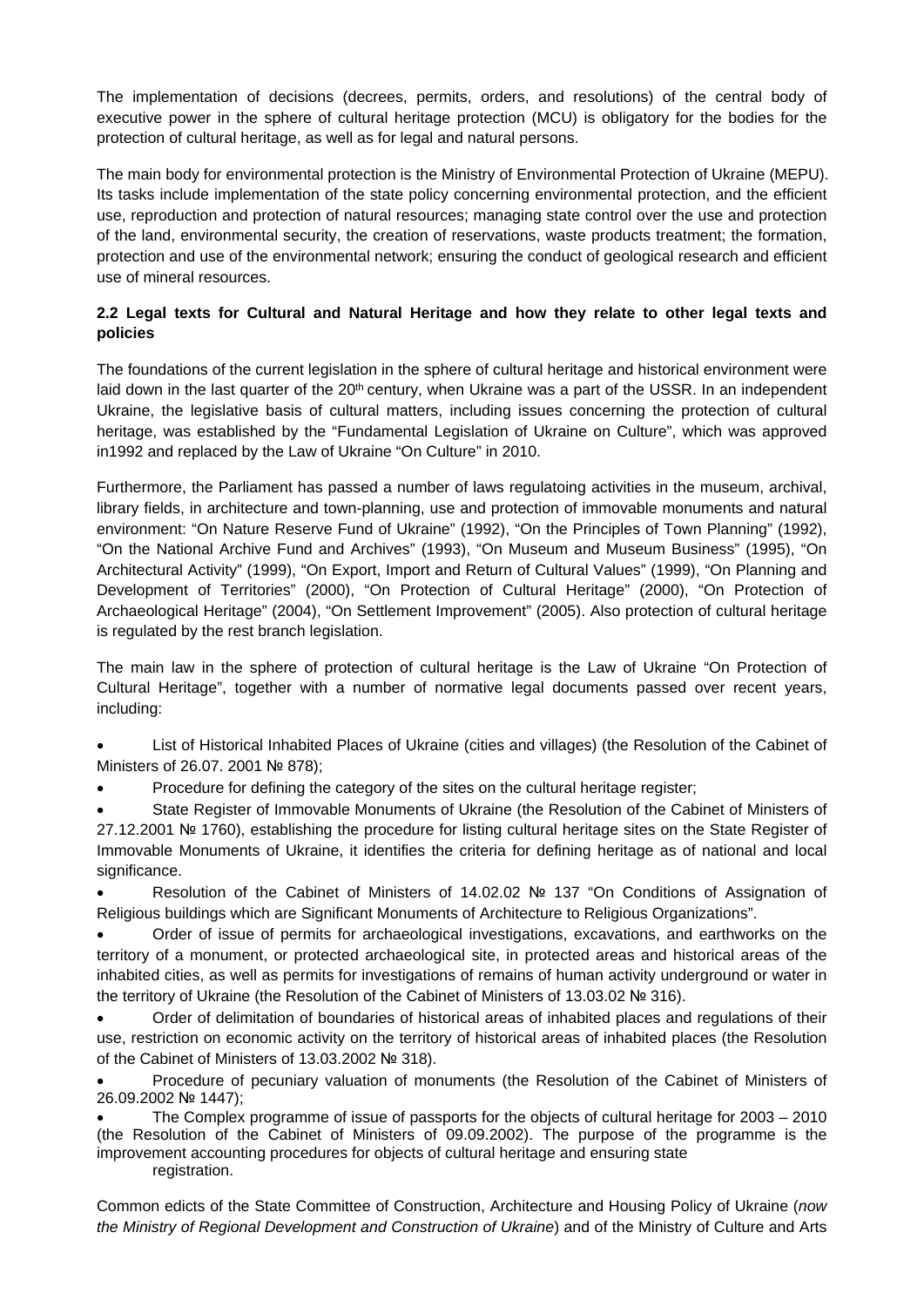The implementation of decisions (decrees, permits, orders, and resolutions) of the central body of executive power in the sphere of cultural heritage protection (MCU) is obligatory for the bodies for the protection of cultural heritage, as well as for legal and natural persons.

The main body for environmental protection is the Ministry of Environmental Protection of Ukraine (MEPU). Its tasks include implementation of the state policy concerning environmental protection, and the efficient use, reproduction and protection of natural resources; managing state control over the use and protection of the land, environmental security, the creation of reservations, waste products treatment; the formation, protection and use of the environmental network; ensuring the conduct of geological research and efficient use of mineral resources.

### 2.2 Legal texts for Cultural and Natural Heritage and how they relate to other legal texts and policies

The foundations of the current legislation in the sphere of cultural heritage and historical environment were laid down in the last quarter of the 20th century, when Ukraine was a part of the USSR. In an independent Ukraine, the legislative basis of cultural matters, including issues concerning the protection of cultural heritage, was established by the "Fundamental Legislation of Ukraine on Culture", which was approved in1992 and replaced by the Law of Ukraine "On Culture" in 2010.

Furthermore, the Parliament has passed a number of laws regulatoing activities in the museum, archival, library fields, in architecture and town-planning, use and protection of immovable monuments and natural environment: "On Nature Reserve Fund of Ukraine" (1992), "On the Principles of Town Planning" (1992), "On the National Archive Fund and Archives" (1993), "On Museum and Museum Business" (1995), "On Architectural Activity" (1999), "On Export, Import and Return of Cultural Values" (1999), "On Planning and Development of Territories" (2000), "On Protection of Cultural Heritage" (2000), "On Protection of Archaeological Heritage" (2004), "On Settlement Improvement" (2005). Also protection of cultural heritage is regulated by the rest branch legislation.

The main law in the sphere of protection of cultural heritage is the Law of Ukraine "On Protection of Cultural Heritage", together with a number of normative legal documents passed over recent years, including:

- List of Historical Inhabited Places of Ukraine (cities and villages) (the Resolution of the Cabinet of Ministers of 26.07. 2001 № 878);
- Procedure for defining the category of the sites on the cultural heritage register;
- State Register of Immovable Monuments of Ukraine (the Resolution of the Cabinet of Ministers of 27.12.2001 № 1760), establishing the procedure for listing cultural heritage sites on the State Register of Immovable Monuments of Ukraine, it identifies the criteria for defining heritage as of national and local significance.
- Resolution of the Cabinet of Ministers of 14.02.02 № 137 "On Conditions of Assignation of Religious buildings which are Significant Monuments of Architecture to Religious Organizations".
- Order of issue of permits for archaeological investigations, excavations, and earthworks on the territory of a monument, or protected archaeological site, in protected areas and historical areas of the inhabited cities, as well as permits for investigations of remains of human activity underground or water in the territory of Ukraine (the Resolution of the Cabinet of Ministers of 13.03.02 № 316).
- Order of delimitation of boundaries of historical areas of inhabited places and regulations of their use, restriction on economic activity on the territory of historical areas of inhabited places (the Resolution of the Cabinet of Ministers of 13.03.2002 № 318).
- Procedure of pecuniary valuation of monuments (the Resolution of the Cabinet of Ministers of 26.09.2002 № 1447);
- The Complex programme of issue of passports for the objects of cultural heritage for 2003 – 2010 (the Resolution of the Cabinet of Ministers of 09.09.2002). The purpose of the programme is the improvement accounting procedures for objects of cultural heritage and ensuring state registration.

Common edicts of the State Committee of Construction, Architecture and Housing Policy of Ukraine (*now the Ministry of Regional Development and Construction of Ukraine*) and of the Ministry of Culture and Arts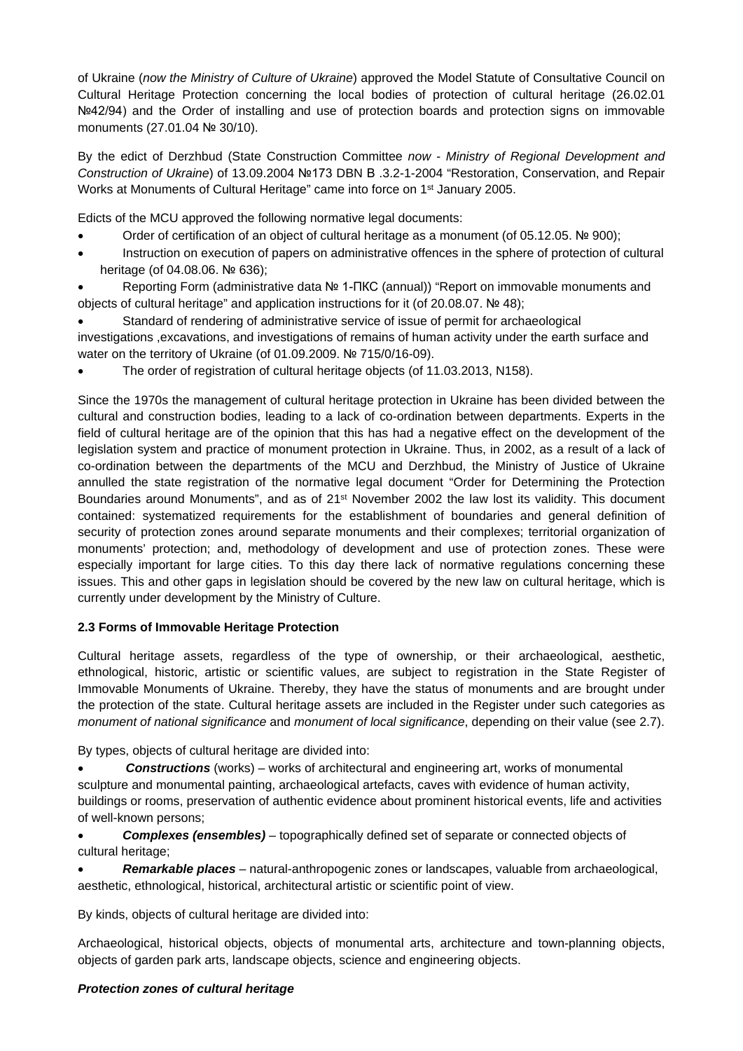of Ukraine (*now the Ministry of Culture of Ukraine*) approved the Model Statute of Consultative Council on Cultural Heritage Protection concerning the local bodies of protection of cultural heritage (26.02.01 №42/94) and the Order of installing and use of protection boards and protection signs on immovable monuments (27.01.04 № 30/10).

By the edict of Derzhbud (State Construction Committee *now - Ministry of Regional Development and Construction of Ukraine*) of 13.09.2004 №173 DBN B .3.2-1-2004 "Restoration, Conservation, and Repair Works at Monuments of Cultural Heritage" came into force on 1st January 2005.

Edicts of the MCU approved the following normative legal documents:

- Order of certification of an object of cultural heritage as a monument (of 05.12.05. № 900);
- Instruction on execution of papers on administrative offences in the sphere of protection of cultural heritage (of 04.08.06. № 636);
- Reporting Form (administrative data № 1-ПКС (annual)) "Report on immovable monuments and objects of cultural heritage" and application instructions for it (of 20.08.07. № 48);
- Standard of rendering of administrative service of issue of permit for archaeological investigations ,excavations, and investigations of remains of human activity under the earth surface and water on the territory of Ukraine (of 01.09.2009. № 715/0/16-09).
- The order of registration of cultural heritage objects (of 11.03.2013, N158).

Since the 1970s the management of cultural heritage protection in Ukraine has been divided between the cultural and construction bodies, leading to a lack of co-ordination between departments. Experts in the field of cultural heritage are of the opinion that this has had a negative effect on the development of the legislation system and practice of monument protection in Ukraine. Thus, in 2002, as a result of a lack of co-ordination between the departments of the MCU and Derzhbud, the Ministry of Justice of Ukraine annulled the state registration of the normative legal document "Order for Determining the Protection Boundaries around Monuments", and as of 21st November 2002 the law lost its validity. This document contained: systematized requirements for the establishment of boundaries and general definition of security of protection zones around separate monuments and their complexes; territorial organization of monuments' protection; and, methodology of development and use of protection zones. These were especially important for large cities. To this day there lack of normative regulations concerning these issues. This and other gaps in legislation should be covered by the new law on cultural heritage, which is currently under development by the Ministry of Culture.

### 2.3 Forms of Immovable Heritage Protection

Cultural heritage assets, regardless of the type of ownership, or their archaeological, aesthetic, ethnological, historic, artistic or scientific values, are subject to registration in the State Register of Immovable Monuments of Ukraine. Thereby, they have the status of monuments and are brought under the protection of the state. Cultural heritage assets are included in the Register under such categories as *monument of national significance* and *monument of local significance*, depending on their value (see 2.7).

By types, objects of cultural heritage are divided into:

- ***Constructions*** (works) – works of architectural and engineering art, works of monumental sculpture and monumental painting, archaeological artefacts, caves with evidence of human activity, buildings or rooms, preservation of authentic evidence about prominent historical events, life and activities of well-known persons;
- ***Complexes (ensembles)*** – topographically defined set of separate or connected objects of cultural heritage;
- ***Remarkable places*** – natural-anthropogenic zones or landscapes, valuable from archaeological, aesthetic, ethnological, historical, architectural artistic or scientific point of view.

By kinds, objects of cultural heritage are divided into:

Archaeological, historical objects, objects of monumental arts, architecture and town-planning objects, objects of garden park arts, landscape objects, science and engineering objects.

#### *Protection zones of cultural heritage*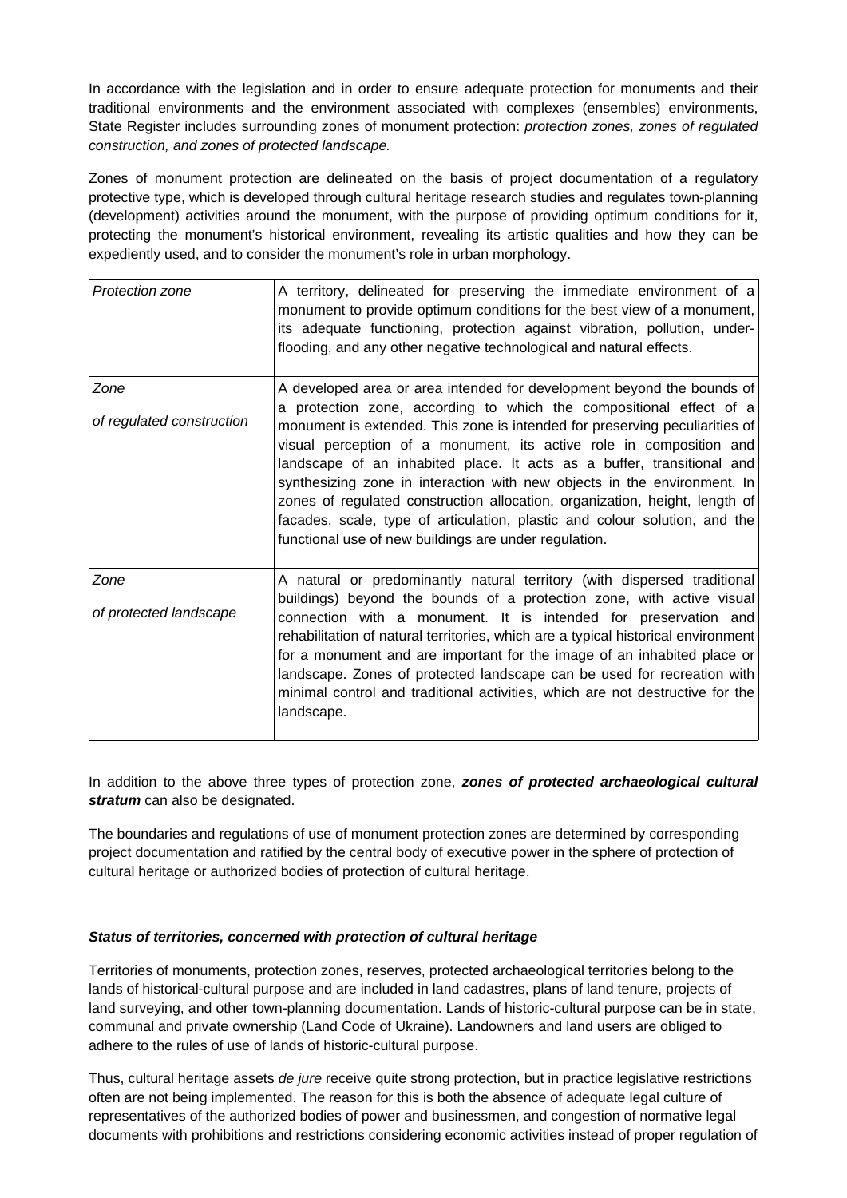In accordance with the legislation and in order to ensure adequate protection for monuments and their traditional environments and the environment associated with complexes (ensembles) environments, State Register includes surrounding zones of monument protection: *protection zones, zones of regulated construction, and zones of protected landscape.*

Zones of monument protection are delineated on the basis of project documentation of a regulatory protective type, which is developed through cultural heritage research studies and regulates town-planning (development) activities around the monument, with the purpose of providing optimum conditions for it, protecting the monument's historical environment, revealing its artistic qualities and how they can be expediently used, and to consider the monument's role in urban morphology.

| | |
|---|---|
| *Protection zone* | A territory, delineated for preserving the immediate environment of a monument to provide optimum conditions for the best view of a monument, its adequate functioning, protection against vibration, pollution, under-flooding, and any other negative technological and natural effects. |
| *Zone of regulated construction* | A developed area or area intended for development beyond the bounds of a protection zone, according to which the compositional effect of a monument is extended. This zone is intended for preserving peculiarities of visual perception of a monument, its active role in composition and landscape of an inhabited place. It acts as a buffer, transitional and synthesizing zone in interaction with new objects in the environment. In zones of regulated construction allocation, organization, height, length of facades, scale, type of articulation, plastic and colour solution, and the functional use of new buildings are under regulation. |
| *Zone of protected landscape* | A natural or predominantly natural territory (with dispersed traditional buildings) beyond the bounds of a protection zone, with active visual connection with a monument. It is intended for preservation and rehabilitation of natural territories, which are a typical historical environment for a monument and are important for the image of an inhabited place or landscape. Zones of protected landscape can be used for recreation with minimal control and traditional activities, which are not destructive for the landscape. |

In addition to the above three types of protection zone, ***zones of protected archaeological cultural stratum*** can also be designated.

The boundaries and regulations of use of monument protection zones are determined by corresponding project documentation and ratified by the central body of executive power in the sphere of protection of cultural heritage or authorized bodies of protection of cultural heritage.

***Status of territories, concerned with protection of cultural heritage***

Territories of monuments, protection zones, reserves, protected archaeological territories belong to the lands of historical-cultural purpose and are included in land cadastres, plans of land tenure, projects of land surveying, and other town-planning documentation. Lands of historic-cultural purpose can be in state, communal and private ownership (Land Code of Ukraine). Landowners and land users are obliged to adhere to the rules of use of lands of historic-cultural purpose.

Thus, cultural heritage assets *de jure* receive quite strong protection, but in practice legislative restrictions often are not being implemented. The reason for this is both the absence of adequate legal culture of representatives of the authorized bodies of power and businessmen, and congestion of normative legal documents with prohibitions and restrictions considering economic activities instead of proper regulation of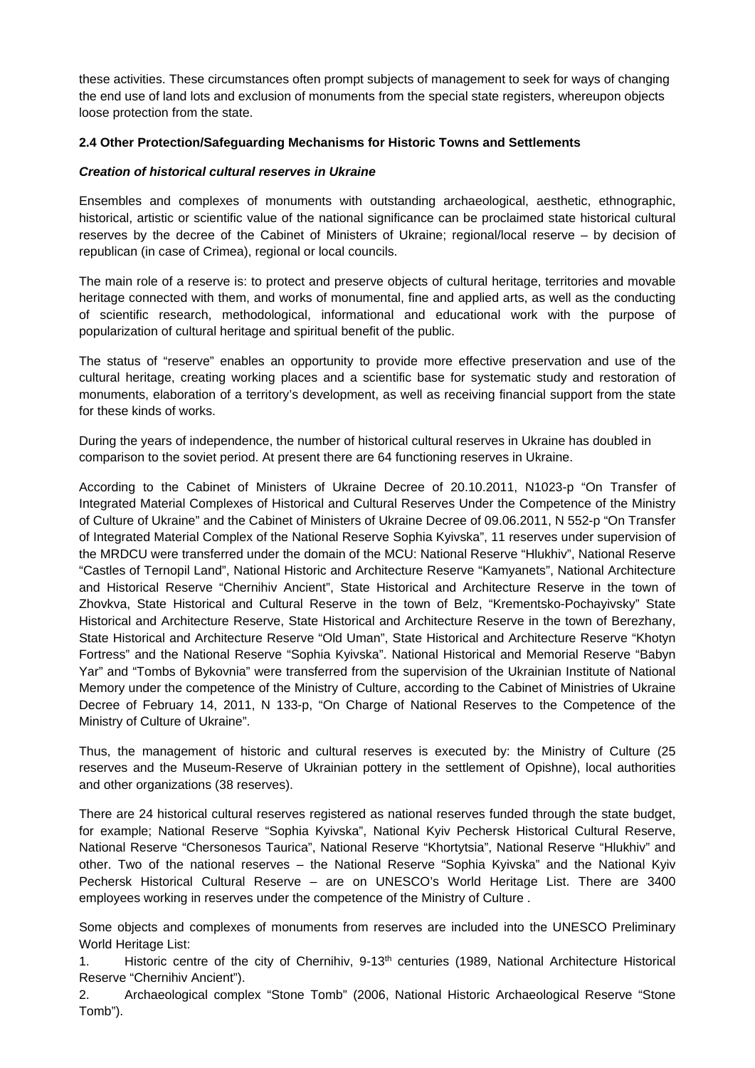these activities. These circumstances often prompt subjects of management to seek for ways of changing the end use of land lots and exclusion of monuments from the special state registers, whereupon objects loose protection from the state.

**2.4 Other Protection/Safeguarding Mechanisms for Historic Towns and Settlements**

***Creation of historical cultural reserves in Ukraine***

Ensembles and complexes of monuments with outstanding archaeological, aesthetic, ethnographic, historical, artistic or scientific value of the national significance can be proclaimed state historical cultural reserves by the decree of the Cabinet of Ministers of Ukraine; regional/local reserve – by decision of republican (in case of Crimea), regional or local councils.

The main role of a reserve is: to protect and preserve objects of cultural heritage, territories and movable heritage connected with them, and works of monumental, fine and applied arts, as well as the conducting of scientific research, methodological, informational and educational work with the purpose of popularization of cultural heritage and spiritual benefit of the public.

The status of "reserve" enables an opportunity to provide more effective preservation and use of the cultural heritage, creating working places and a scientific base for systematic study and restoration of monuments, elaboration of a territory's development, as well as receiving financial support from the state for these kinds of works.

During the years of independence, the number of historical cultural reserves in Ukraine has doubled in comparison to the soviet period. At present there are 64 functioning reserves in Ukraine.

According to the Cabinet of Ministers of Ukraine Decree of 20.10.2011, N1023-p "On Transfer of Integrated Material Complexes of Historical and Cultural Reserves Under the Competence of the Ministry of Culture of Ukraine" and the Cabinet of Ministers of Ukraine Decree of 09.06.2011, N 552-p "On Transfer of Integrated Material Complex of the National Reserve Sophia Kyivska", 11 reserves under supervision of the MRDCU were transferred under the domain of the MCU: National Reserve "Hlukhiv", National Reserve "Castles of Ternopil Land", National Historic and Architecture Reserve "Kamyanets", National Architecture and Historical Reserve "Chernihiv Ancient", State Historical and Architecture Reserve in the town of Zhovkva, State Historical and Cultural Reserve in the town of Belz, "Krementsko-Pochayivsky" State Historical and Architecture Reserve, State Historical and Architecture Reserve in the town of Berezhany, State Historical and Architecture Reserve "Old Uman", State Historical and Architecture Reserve "Khotyn Fortress" and the National Reserve "Sophia Kyivska". National Historical and Memorial Reserve "Babyn Yar" and "Tombs of Bykovnia" were transferred from the supervision of the Ukrainian Institute of National Memory under the competence of the Ministry of Culture, according to the Cabinet of Ministries of Ukraine Decree of February 14, 2011, N 133-p, "On Charge of National Reserves to the Competence of the Ministry of Culture of Ukraine".

Thus, the management of historic and cultural reserves is executed by: the Ministry of Culture (25 reserves and the Museum-Reserve of Ukrainian pottery in the settlement of Opishne), local authorities and other organizations (38 reserves).

There are 24 historical cultural reserves registered as national reserves funded through the state budget, for example; National Reserve "Sophia Kyivska", National Kyiv Pechersk Historical Cultural Reserve, National Reserve "Chersonesos Taurica", National Reserve "Khortytsia", National Reserve "Hlukhiv" and other. Two of the national reserves – the National Reserve "Sophia Kyivska" and the National Kyiv Pechersk Historical Cultural Reserve – are on UNESCO's World Heritage List. There are 3400 employees working in reserves under the competence of the Ministry of Culture .

Some objects and complexes of monuments from reserves are included into the UNESCO Preliminary World Heritage List:

1. Historic centre of the city of Chernihiv, 9-13th centuries (1989, National Architecture Historical Reserve "Chernihiv Ancient").
2. Archaeological complex "Stone Tomb" (2006, National Historic Archaeological Reserve "Stone Tomb").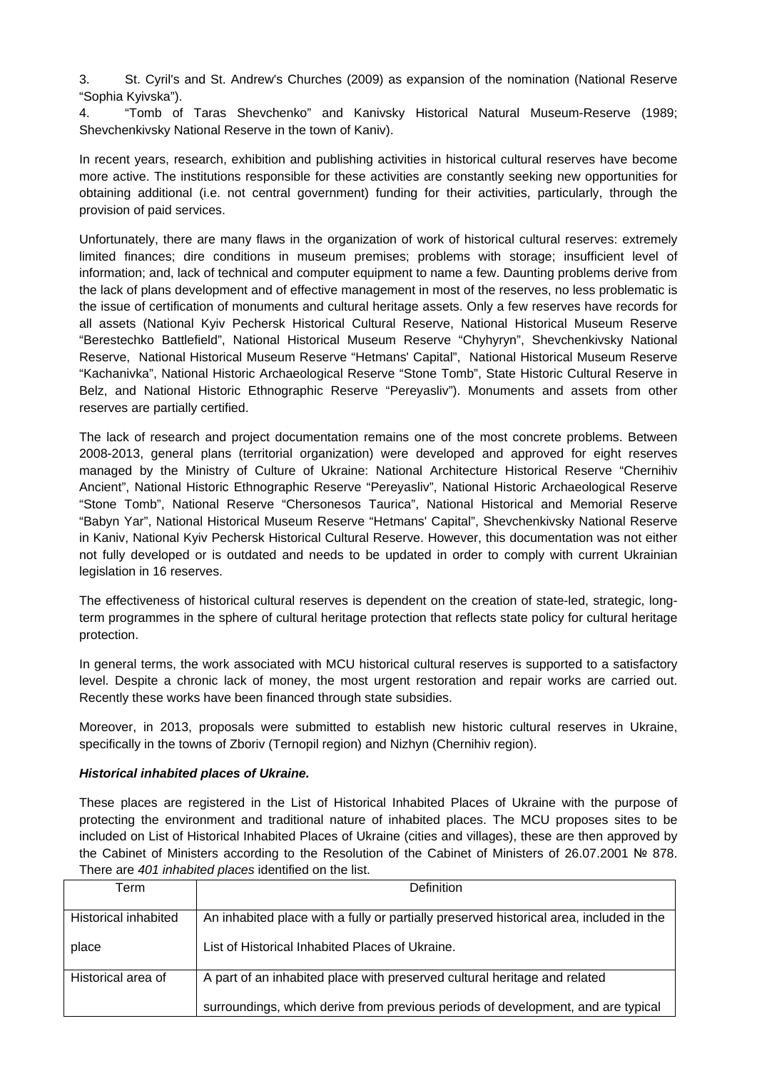3. St. Cyril's and St. Andrew's Churches (2009) as expansion of the nomination (National Reserve "Sophia Kyivska").

4. "Tomb of Taras Shevchenko" and Kanivsky Historical Natural Museum-Reserve (1989; Shevchenkivsky National Reserve in the town of Kaniv).

In recent years, research, exhibition and publishing activities in historical cultural reserves have become more active. The institutions responsible for these activities are constantly seeking new opportunities for obtaining additional (i.e. not central government) funding for their activities, particularly, through the provision of paid services.

Unfortunately, there are many flaws in the organization of work of historical cultural reserves: extremely limited finances; dire conditions in museum premises; problems with storage; insufficient level of information; and, lack of technical and computer equipment to name a few. Daunting problems derive from the lack of plans development and of effective management in most of the reserves, no less problematic is the issue of certification of monuments and cultural heritage assets. Only a few reserves have records for all assets (National Kyiv Pechersk Historical Cultural Reserve, National Historical Museum Reserve "Berestechko Battlefield", National Historical Museum Reserve "Chyhyryn", Shevchenkivsky National Reserve, National Historical Museum Reserve "Hetmans' Capital", National Historical Museum Reserve "Kachanivka", National Historic Archaeological Reserve "Stone Tomb", State Historic Cultural Reserve in Belz, and National Historic Ethnographic Reserve "Pereyasliv"). Monuments and assets from other reserves are partially certified.

The lack of research and project documentation remains one of the most concrete problems. Between 2008-2013, general plans (territorial organization) were developed and approved for eight reserves managed by the Ministry of Culture of Ukraine: National Architecture Historical Reserve "Chernihiv Ancient", National Historic Ethnographic Reserve "Pereyasliv", National Historic Archaeological Reserve "Stone Tomb", National Reserve "Chersonesos Taurica", National Historical and Memorial Reserve "Babyn Yar", National Historical Museum Reserve "Hetmans' Capital", Shevchenkivsky National Reserve in Kaniv, National Kyiv Pechersk Historical Cultural Reserve. However, this documentation was not either not fully developed or is outdated and needs to be updated in order to comply with current Ukrainian legislation in 16 reserves.

The effectiveness of historical cultural reserves is dependent on the creation of state-led, strategic, long-term programmes in the sphere of cultural heritage protection that reflects state policy for cultural heritage protection.

In general terms, the work associated with MCU historical cultural reserves is supported to a satisfactory level. Despite a chronic lack of money, the most urgent restoration and repair works are carried out. Recently these works have been financed through state subsidies.

Moreover, in 2013, proposals were submitted to establish new historic cultural reserves in Ukraine, specifically in the towns of Zboriv (Ternopil region) and Nizhyn (Chernihiv region).

***Historical inhabited places of Ukraine.***

These places are registered in the List of Historical Inhabited Places of Ukraine with the purpose of protecting the environment and traditional nature of inhabited places. The MCU proposes sites to be included on List of Historical Inhabited Places of Ukraine (cities and villages), these are then approved by the Cabinet of Ministers according to the Resolution of the Cabinet of Ministers of 26.07.2001 № 878. There are *401 inhabited places* identified on the list.

| Term | Definition |
|---|---|
| Historical inhabited place | An inhabited place with a fully or partially preserved historical area, included in the List of Historical Inhabited Places of Ukraine. |
| Historical area of | A part of an inhabited place with preserved cultural heritage and related surroundings, which derive from previous periods of development, and are typical |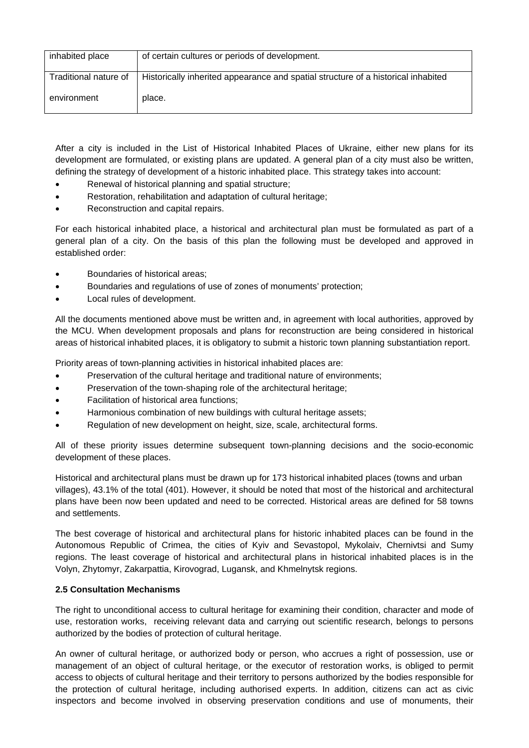| inhabited place | of certain cultures or periods of development. |
|---|---|
| Traditional nature of environment | Historically inherited appearance and spatial structure of a historical inhabited place. |

After a city is included in the List of Historical Inhabited Places of Ukraine, either new plans for its development are formulated, or existing plans are updated. A general plan of a city must also be written, defining the strategy of development of a historic inhabited place. This strategy takes into account:

- Renewal of historical planning and spatial structure;
- Restoration, rehabilitation and adaptation of cultural heritage;
- Reconstruction and capital repairs.

For each historical inhabited place, a historical and architectural plan must be formulated as part of a general plan of a city. On the basis of this plan the following must be developed and approved in established order:

- Boundaries of historical areas;
- Boundaries and regulations of use of zones of monuments' protection;
- Local rules of development.

All the documents mentioned above must be written and, in agreement with local authorities, approved by the MCU. When development proposals and plans for reconstruction are being considered in historical areas of historical inhabited places, it is obligatory to submit a historic town planning substantiation report.

Priority areas of town-planning activities in historical inhabited places are:

- Preservation of the cultural heritage and traditional nature of environments;
- Preservation of the town-shaping role of the architectural heritage;
- Facilitation of historical area functions;
- Harmonious combination of new buildings with cultural heritage assets;
- Regulation of new development on height, size, scale, architectural forms.

All of these priority issues determine subsequent town-planning decisions and the socio-economic development of these places.

Historical and architectural plans must be drawn up for 173 historical inhabited places (towns and urban villages), 43.1% of the total (401). However, it should be noted that most of the historical and architectural plans have been now been updated and need to be corrected. Historical areas are defined for 58 towns and settlements.

The best coverage of historical and architectural plans for historic inhabited places can be found in the Autonomous Republic of Crimea, the cities of Kyiv and Sevastopol, Mykolaiv, Chernivtsi and Sumy regions. The least coverage of historical and architectural plans in historical inhabited places is in the Volyn, Zhytomyr, Zakarpattia, Kirovograd, Lugansk, and Khmelnytsk regions.

**2.5 Consultation Mechanisms**

The right to unconditional access to cultural heritage for examining their condition, character and mode of use, restoration works, receiving relevant data and carrying out scientific research, belongs to persons authorized by the bodies of protection of cultural heritage.

An owner of cultural heritage, or authorized body or person, who accrues a right of possession, use or management of an object of cultural heritage, or the executor of restoration works, is obliged to permit access to objects of cultural heritage and their territory to persons authorized by the bodies responsible for the protection of cultural heritage, including authorised experts. In addition, citizens can act as civic inspectors and become involved in observing preservation conditions and use of monuments, their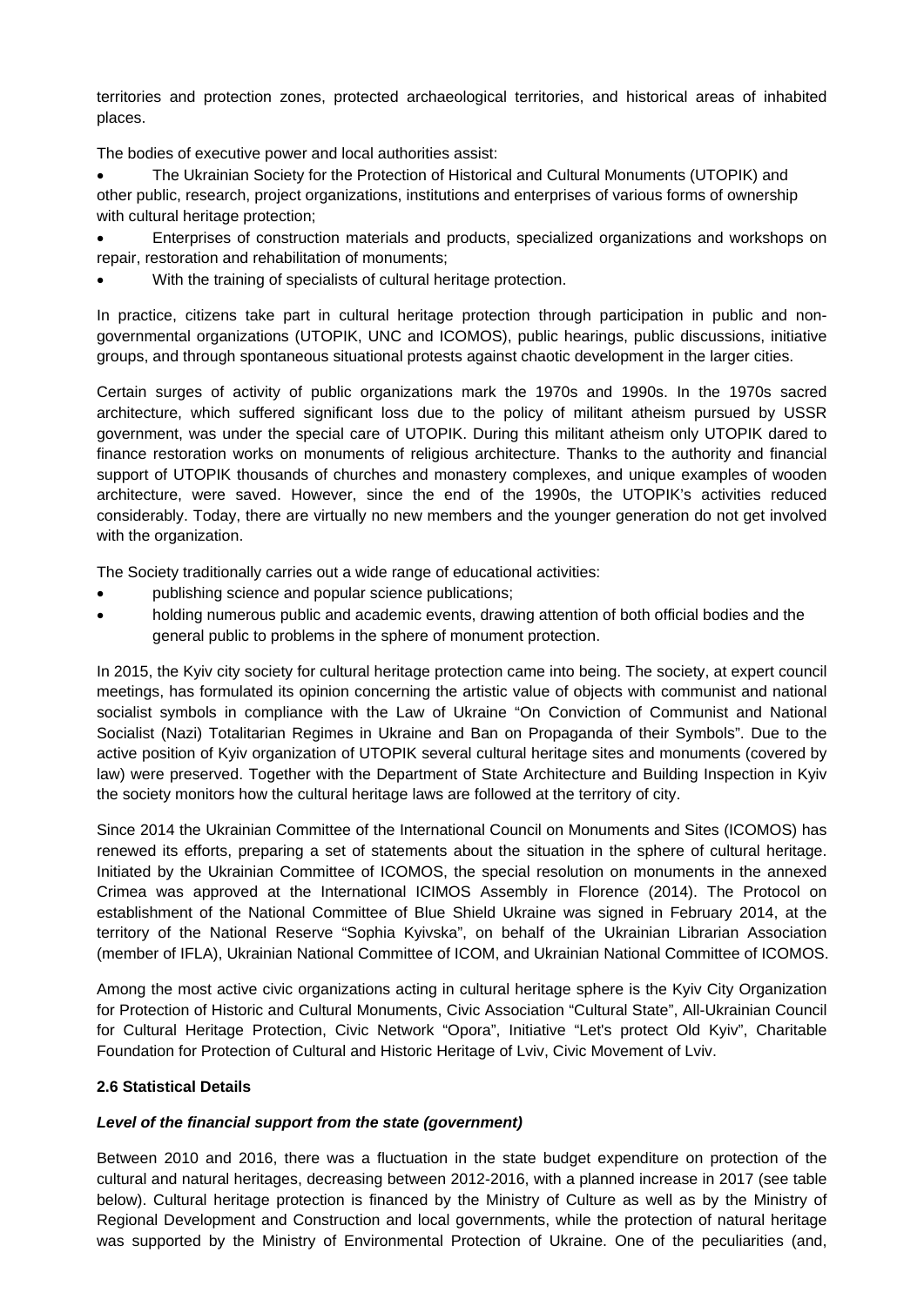territories and protection zones, protected archaeological territories, and historical areas of inhabited places.

The bodies of executive power and local authorities assist:

- The Ukrainian Society for the Protection of Historical and Cultural Monuments (UTOPIK) and other public, research, project organizations, institutions and enterprises of various forms of ownership with cultural heritage protection;
- Enterprises of construction materials and products, specialized organizations and workshops on repair, restoration and rehabilitation of monuments;
- With the training of specialists of cultural heritage protection.

In practice, citizens take part in cultural heritage protection through participation in public and non-governmental organizations (UTOPIK, UNC and ICOMOS), public hearings, public discussions, initiative groups, and through spontaneous situational protests against chaotic development in the larger cities.

Certain surges of activity of public organizations mark the 1970s and 1990s. In the 1970s sacred architecture, which suffered significant loss due to the policy of militant atheism pursued by USSR government, was under the special care of UTOPIK. During this militant atheism only UTOPIK dared to finance restoration works on monuments of religious architecture. Thanks to the authority and financial support of UTOPIK thousands of churches and monastery complexes, and unique examples of wooden architecture, were saved. However, since the end of the 1990s, the UTOPIK's activities reduced considerably. Today, there are virtually no new members and the younger generation do not get involved with the organization.

The Society traditionally carries out a wide range of educational activities:

- publishing science and popular science publications;
- holding numerous public and academic events, drawing attention of both official bodies and the general public to problems in the sphere of monument protection.

In 2015, the Kyiv city society for cultural heritage protection came into being. The society, at expert council meetings, has formulated its opinion concerning the artistic value of objects with communist and national socialist symbols in compliance with the Law of Ukraine "On Conviction of Communist and National Socialist (Nazi) Totalitarian Regimes in Ukraine and Ban on Propaganda of their Symbols". Due to the active position of Kyiv organization of UTOPIK several cultural heritage sites and monuments (covered by law) were preserved. Together with the Department of State Architecture and Building Inspection in Kyiv the society monitors how the cultural heritage laws are followed at the territory of city.

Since 2014 the Ukrainian Committee of the International Council on Monuments and Sites (ICOMOS) has renewed its efforts, preparing a set of statements about the situation in the sphere of cultural heritage. Initiated by the Ukrainian Committee of ICOMOS, the special resolution on monuments in the annexed Crimea was approved at the International ICIMOS Assembly in Florence (2014). The Protocol on establishment of the National Committee of Blue Shield Ukraine was signed in February 2014, at the territory of the National Reserve "Sophia Kyivska", on behalf of the Ukrainian Librarian Association (member of IFLA), Ukrainian National Committee of ICOM, and Ukrainian National Committee of ICOMOS.

Among the most active civic organizations acting in cultural heritage sphere is the Kyiv City Organization for Protection of Historic and Cultural Monuments, Civic Association "Cultural State", All-Ukrainian Council for Cultural Heritage Protection, Civic Network "Opora", Initiative "Let's protect Old Kyiv", Charitable Foundation for Protection of Cultural and Historic Heritage of Lviv, Civic Movement of Lviv.

### 2.6 Statistical Details

***Level of the financial support from the state (government)***

Between 2010 and 2016, there was a fluctuation in the state budget expenditure on protection of the cultural and natural heritages, decreasing between 2012-2016, with a planned increase in 2017 (see table below). Cultural heritage protection is financed by the Ministry of Culture as well as by the Ministry of Regional Development and Construction and local governments, while the protection of natural heritage was supported by the Ministry of Environmental Protection of Ukraine. One of the peculiarities (and,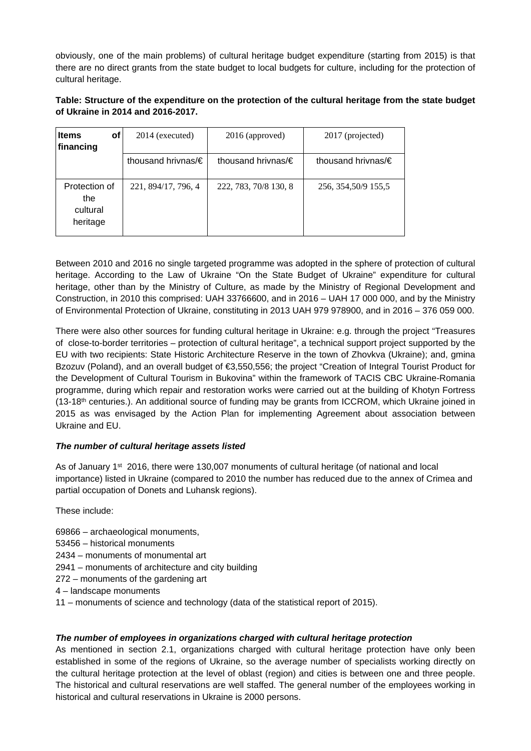obviously, one of the main problems) of cultural heritage budget expenditure (starting from 2015) is that there are no direct grants from the state budget to local budgets for culture, including for the protection of cultural heritage.

**Table: Structure of the expenditure on the protection of the cultural heritage from the state budget of Ukraine in 2014 and 2016-2017.**

| Items of financing | 2014 (executed) | 2016 (approved) | 2017 (projected) |
|---|---|---|---|
| | thousand hrivnas/€ | thousand hrivnas/€ | thousand hrivnas/€ |
| Protection of the cultural heritage | 221, 894/17, 796, 4 | 222, 783, 70/8 130, 8 | 256, 354,50/9 155,5 |

Between 2010 and 2016 no single targeted programme was adopted in the sphere of protection of cultural heritage. According to the Law of Ukraine "On the State Budget of Ukraine" expenditure for cultural heritage, other than by the Ministry of Culture, as made by the Ministry of Regional Development and Construction, in 2010 this comprised: UAH 33766600, and in 2016 – UAH 17 000 000, and by the Ministry of Environmental Protection of Ukraine, constituting in 2013 UAH 979 978900, and in 2016 – 376 059 000.

There were also other sources for funding cultural heritage in Ukraine: e.g. through the project "Treasures of close-to-border territories – protection of cultural heritage", a technical support project supported by the EU with two recipients: State Historic Architecture Reserve in the town of Zhovkva (Ukraine); and, gmina Bzozuv (Poland), and an overall budget of €3,550,556; the project "Creation of Integral Tourist Product for the Development of Cultural Tourism in Bukovina" within the framework of TACIS CBC Ukraine-Romania programme, during which repair and restoration works were carried out at the building of Khotyn Fortress (13-18th centuries.). An additional source of funding may be grants from ICCROM, which Ukraine joined in 2015 as was envisaged by the Action Plan for implementing Agreement about association between Ukraine and EU.

***The number of cultural heritage assets listed***

As of January 1st 2016, there were 130,007 monuments of cultural heritage (of national and local importance) listed in Ukraine (compared to 2010 the number has reduced due to the annex of Crimea and partial occupation of Donets and Luhansk regions).

These include:

69866 – archaeological monuments,
53456 – historical monuments
2434 – monuments of monumental art
2941 – monuments of architecture and city building
272 – monuments of the gardening art
4 – landscape monuments
11 – monuments of science and technology (data of the statistical report of 2015).

***The number of employees in organizations charged with cultural heritage protection***

As mentioned in section 2.1, organizations charged with cultural heritage protection have only been established in some of the regions of Ukraine, so the average number of specialists working directly on the cultural heritage protection at the level of oblast (region) and cities is between one and three people. The historical and cultural reservations are well staffed. The general number of the employees working in historical and cultural reservations in Ukraine is 2000 persons.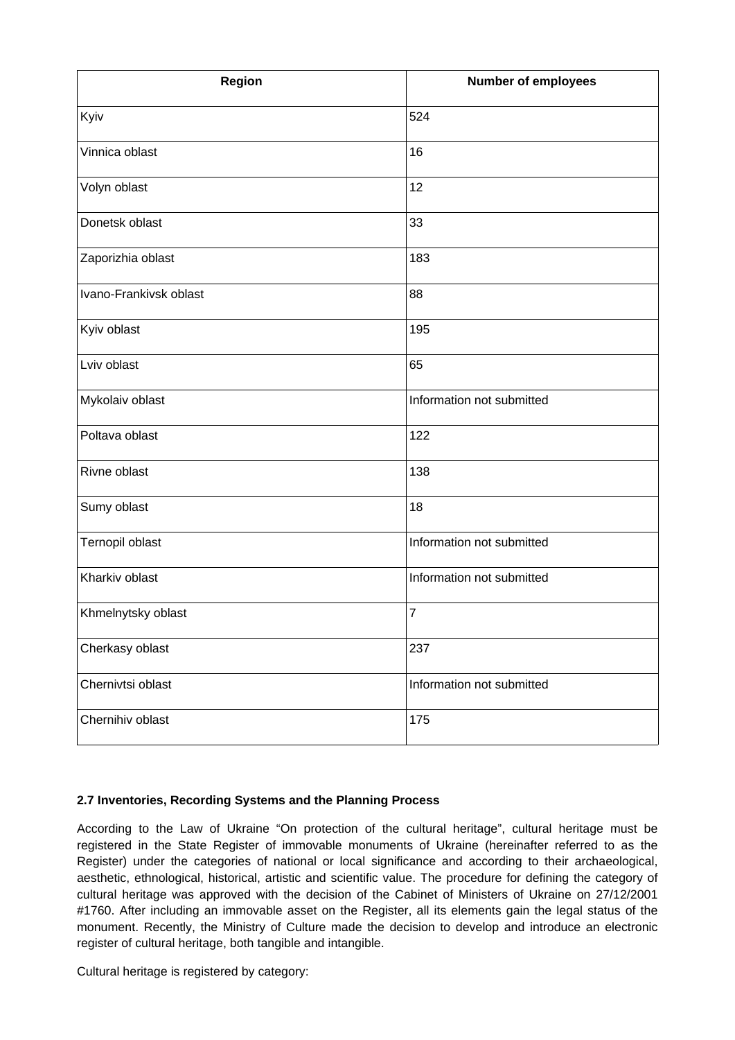| Region | Number of employees |
| --- | --- |
| Kyiv | 524 |
| Vinnica oblast | 16 |
| Volyn oblast | 12 |
| Donetsk oblast | 33 |
| Zaporizhia oblast | 183 |
| Ivano-Frankivsk oblast | 88 |
| Kyiv oblast | 195 |
| Lviv oblast | 65 |
| Mykolaiv oblast | Information not submitted |
| Poltava oblast | 122 |
| Rivne oblast | 138 |
| Sumy oblast | 18 |
| Ternopil oblast | Information not submitted |
| Kharkiv oblast | Information not submitted |
| Khmelnytsky oblast | 7 |
| Cherkasy oblast | 237 |
| Chernivtsi oblast | Information not submitted |
| Chernihiv oblast | 175 |

### 2.7 Inventories, Recording Systems and the Planning Process

According to the Law of Ukraine "On protection of the cultural heritage", cultural heritage must be registered in the State Register of immovable monuments of Ukraine (hereinafter referred to as the Register) under the categories of national or local significance and according to their archaeological, aesthetic, ethnological, historical, artistic and scientific value. The procedure for defining the category of cultural heritage was approved with the decision of the Cabinet of Ministers of Ukraine on 27/12/2001 #1760. After including an immovable asset on the Register, all its elements gain the legal status of the monument. Recently, the Ministry of Culture made the decision to develop and introduce an electronic register of cultural heritage, both tangible and intangible.

Cultural heritage is registered by category: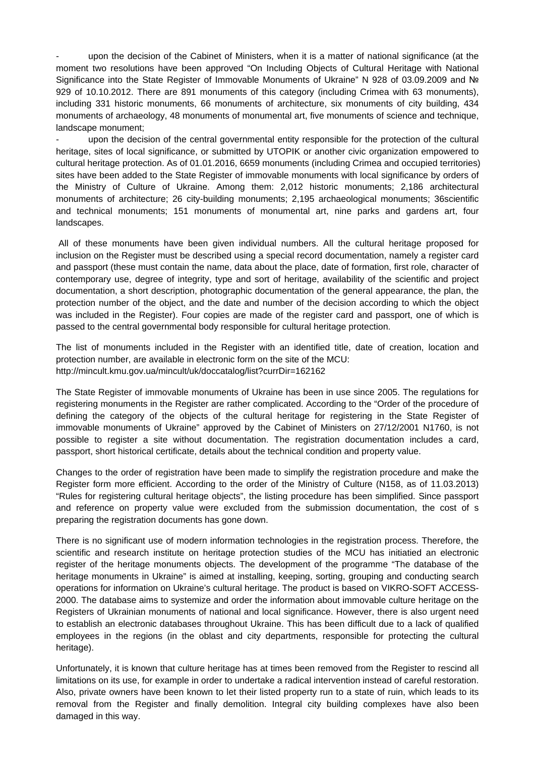- upon the decision of the Cabinet of Ministers, when it is a matter of national significance (at the moment two resolutions have been approved "On Including Objects of Cultural Heritage with National Significance into the State Register of Immovable Monuments of Ukraine" N 928 of 03.09.2009 and № 929 of 10.10.2012. There are 891 monuments of this category (including Crimea with 63 monuments), including 331 historic monuments, 66 monuments of architecture, six monuments of city building, 434 monuments of archaeology, 48 monuments of monumental art, five monuments of science and technique, landscape monument;
- upon the decision of the central governmental entity responsible for the protection of the cultural heritage, sites of local significance, or submitted by UTOPIK or another civic organization empowered to cultural heritage protection. As of 01.01.2016, 6659 monuments (including Crimea and occupied territories) sites have been added to the State Register of immovable monuments with local significance by orders of the Ministry of Culture of Ukraine. Among them: 2,012 historic monuments; 2,186 architectural monuments of architecture; 26 city-building monuments; 2,195 archaeological monuments; 36scientific and technical monuments; 151 monuments of monumental art, nine parks and gardens art, four landscapes.

All of these monuments have been given individual numbers. All the cultural heritage proposed for inclusion on the Register must be described using a special record documentation, namely a register card and passport (these must contain the name, data about the place, date of formation, first role, character of contemporary use, degree of integrity, type and sort of heritage, availability of the scientific and project documentation, a short description, photographic documentation of the general appearance, the plan, the protection number of the object, and the date and number of the decision according to which the object was included in the Register). Four copies are made of the register card and passport, one of which is passed to the central governmental body responsible for cultural heritage protection.

The list of monuments included in the Register with an identified title, date of creation, location and protection number, are available in electronic form on the site of the MCU: http://mincult.kmu.gov.ua/mincult/uk/doccatalog/list?currDir=162162

The State Register of immovable monuments of Ukraine has been in use since 2005. The regulations for registering monuments in the Register are rather complicated. According to the "Order of the procedure of defining the category of the objects of the cultural heritage for registering in the State Register of immovable monuments of Ukraine" approved by the Cabinet of Ministers on 27/12/2001 N1760, is not possible to register a site without documentation. The registration documentation includes a card, passport, short historical certificate, details about the technical condition and property value.

Changes to the order of registration have been made to simplify the registration procedure and make the Register form more efficient. According to the order of the Ministry of Culture (N158, as of 11.03.2013) "Rules for registering cultural heritage objects", the listing procedure has been simplified. Since passport and reference on property value were excluded from the submission documentation, the cost of s preparing the registration documents has gone down.

There is no significant use of modern information technologies in the registration process. Therefore, the scientific and research institute on heritage protection studies of the MCU has initiatied an electronic register of the heritage monuments objects. The development of the programme "The database of the heritage monuments in Ukraine" is aimed at installing, keeping, sorting, grouping and conducting search operations for information on Ukraine's cultural heritage. The product is based on VIKRO-SOFT ACCESS-2000. The database aims to systemize and order the information about immovable culture heritage on the Registers of Ukrainian monuments of national and local significance. However, there is also urgent need to establish an electronic databases throughout Ukraine. This has been difficult due to a lack of qualified employees in the regions (in the oblast and city departments, responsible for protecting the cultural heritage).

Unfortunately, it is known that culture heritage has at times been removed from the Register to rescind all limitations on its use, for example in order to undertake a radical intervention instead of careful restoration. Also, private owners have been known to let their listed property run to a state of ruin, which leads to its removal from the Register and finally demolition. Integral city building complexes have also been damaged in this way.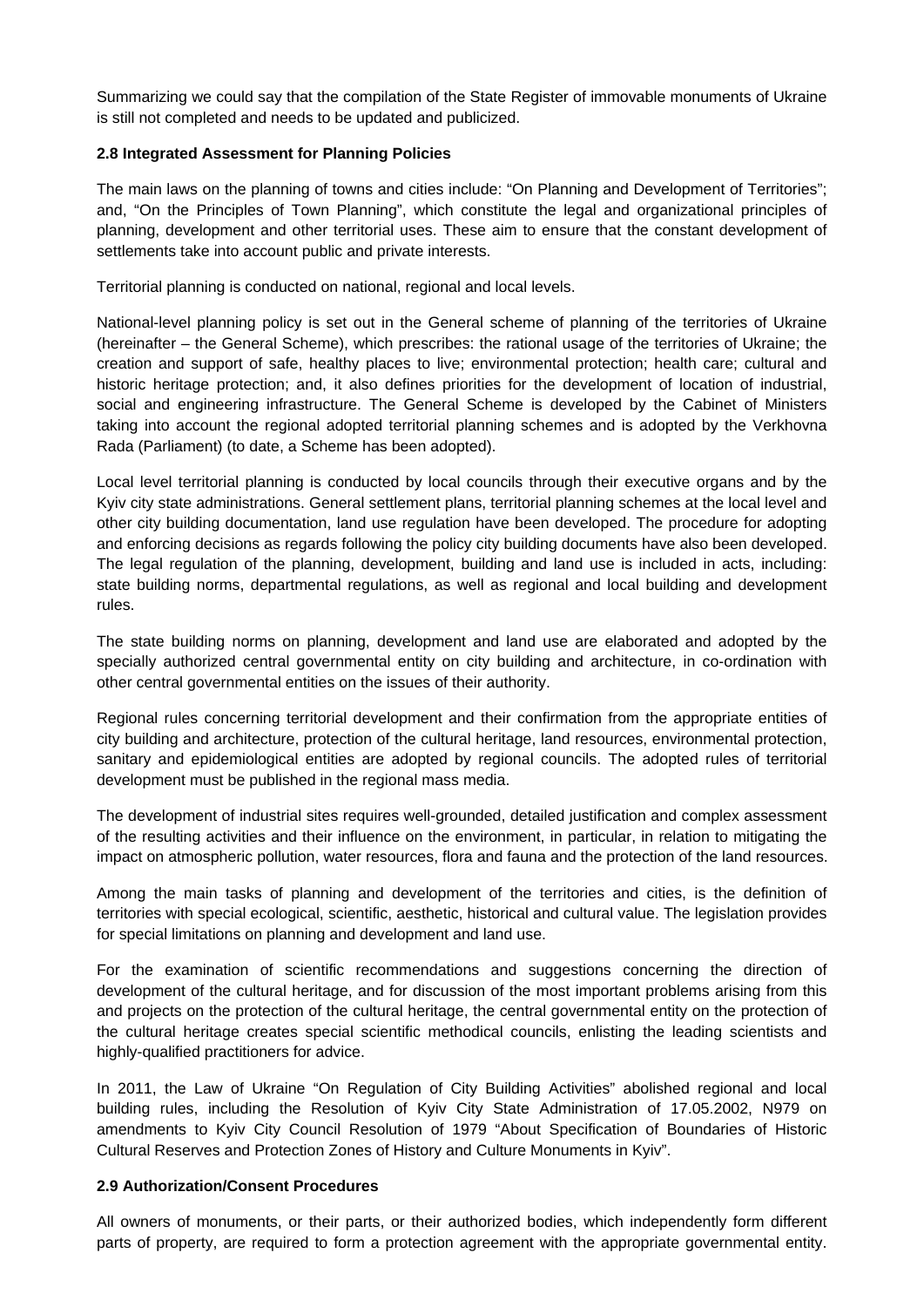Summarizing we could say that the compilation of the State Register of immovable monuments of Ukraine is still not completed and needs to be updated and publicized.

### 2.8 Integrated Assessment for Planning Policies

The main laws on the planning of towns and cities include: "On Planning and Development of Territories"; and, "On the Principles of Town Planning", which constitute the legal and organizational principles of planning, development and other territorial uses. These aim to ensure that the constant development of settlements take into account public and private interests.

Territorial planning is conducted on national, regional and local levels.

National-level planning policy is set out in the General scheme of planning of the territories of Ukraine (hereinafter – the General Scheme), which prescribes: the rational usage of the territories of Ukraine; the creation and support of safe, healthy places to live; environmental protection; health care; cultural and historic heritage protection; and, it also defines priorities for the development of location of industrial, social and engineering infrastructure. The General Scheme is developed by the Cabinet of Ministers taking into account the regional adopted territorial planning schemes and is adopted by the Verkhovna Rada (Parliament) (to date, a Scheme has been adopted).

Local level territorial planning is conducted by local councils through their executive organs and by the Kyiv city state administrations. General settlement plans, territorial planning schemes at the local level and other city building documentation, land use regulation have been developed. The procedure for adopting and enforcing decisions as regards following the policy city building documents have also been developed. The legal regulation of the planning, development, building and land use is included in acts, including: state building norms, departmental regulations, as well as regional and local building and development rules.

The state building norms on planning, development and land use are elaborated and adopted by the specially authorized central governmental entity on city building and architecture, in co-ordination with other central governmental entities on the issues of their authority.

Regional rules concerning territorial development and their confirmation from the appropriate entities of city building and architecture, protection of the cultural heritage, land resources, environmental protection, sanitary and epidemiological entities are adopted by regional councils. The adopted rules of territorial development must be published in the regional mass media.

The development of industrial sites requires well-grounded, detailed justification and complex assessment of the resulting activities and their influence on the environment, in particular, in relation to mitigating the impact on atmospheric pollution, water resources, flora and fauna and the protection of the land resources.

Among the main tasks of planning and development of the territories and cities, is the definition of territories with special ecological, scientific, aesthetic, historical and cultural value. The legislation provides for special limitations on planning and development and land use.

For the examination of scientific recommendations and suggestions concerning the direction of development of the cultural heritage, and for discussion of the most important problems arising from this and projects on the protection of the cultural heritage, the central governmental entity on the protection of the cultural heritage creates special scientific methodical councils, enlisting the leading scientists and highly-qualified practitioners for advice.

In 2011, the Law of Ukraine "On Regulation of City Building Activities" abolished regional and local building rules, including the Resolution of Kyiv City State Administration of 17.05.2002, N979 on amendments to Kyiv City Council Resolution of 1979 "About Specification of Boundaries of Historic Cultural Reserves and Protection Zones of History and Culture Monuments in Kyiv".

### 2.9 Authorization/Consent Procedures

All owners of monuments, or their parts, or their authorized bodies, which independently form different parts of property, are required to form a protection agreement with the appropriate governmental entity.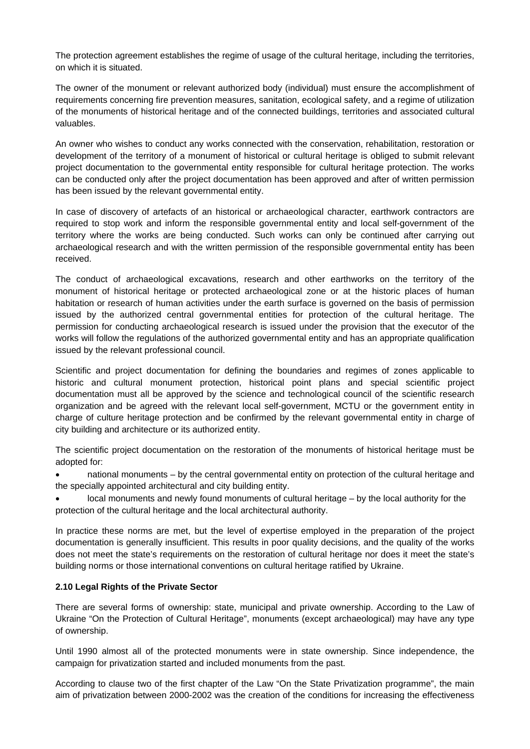The protection agreement establishes the regime of usage of the cultural heritage, including the territories, on which it is situated.

The owner of the monument or relevant authorized body (individual) must ensure the accomplishment of requirements concerning fire prevention measures, sanitation, ecological safety, and a regime of utilization of the monuments of historical heritage and of the connected buildings, territories and associated cultural valuables.

An owner who wishes to conduct any works connected with the conservation, rehabilitation, restoration or development of the territory of a monument of historical or cultural heritage is obliged to submit relevant project documentation to the governmental entity responsible for cultural heritage protection. The works can be conducted only after the project documentation has been approved and after of written permission has been issued by the relevant governmental entity.

In case of discovery of artefacts of an historical or archaeological character, earthwork contractors are required to stop work and inform the responsible governmental entity and local self-government of the territory where the works are being conducted. Such works can only be continued after carrying out archaeological research and with the written permission of the responsible governmental entity has been received.

The conduct of archaeological excavations, research and other earthworks on the territory of the monument of historical heritage or protected archaeological zone or at the historic places of human habitation or research of human activities under the earth surface is governed on the basis of permission issued by the authorized central governmental entities for protection of the cultural heritage. The permission for conducting archaeological research is issued under the provision that the executor of the works will follow the regulations of the authorized governmental entity and has an appropriate qualification issued by the relevant professional council.

Scientific and project documentation for defining the boundaries and regimes of zones applicable to historic and cultural monument protection, historical point plans and special scientific project documentation must all be approved by the science and technological council of the scientific research organization and be agreed with the relevant local self-government, MCTU or the government entity in charge of culture heritage protection and be confirmed by the relevant governmental entity in charge of city building and architecture or its authorized entity.

The scientific project documentation on the restoration of the monuments of historical heritage must be adopted for:

- national monuments – by the central governmental entity on protection of the cultural heritage and the specially appointed architectural and city building entity.
- local monuments and newly found monuments of cultural heritage – by the local authority for the protection of the cultural heritage and the local architectural authority.

In practice these norms are met, but the level of expertise employed in the preparation of the project documentation is generally insufficient. This results in poor quality decisions, and the quality of the works does not meet the state's requirements on the restoration of cultural heritage nor does it meet the state's building norms or those international conventions on cultural heritage ratified by Ukraine.

### 2.10 Legal Rights of the Private Sector

There are several forms of ownership: state, municipal and private ownership. According to the Law of Ukraine "On the Protection of Cultural Heritage", monuments (except archaeological) may have any type of ownership.

Until 1990 almost all of the protected monuments were in state ownership. Since independence, the campaign for privatization started and included monuments from the past.

According to clause two of the first chapter of the Law "On the State Privatization programme", the main aim of privatization between 2000-2002 was the creation of the conditions for increasing the effectiveness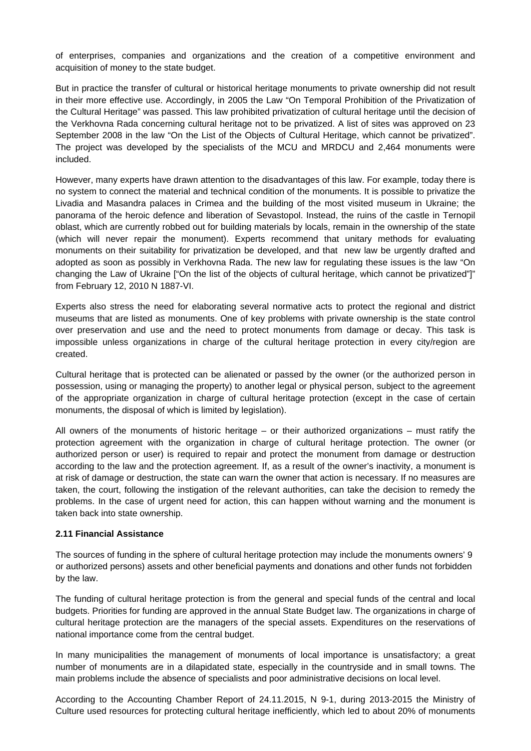of enterprises, companies and organizations and the creation of a competitive environment and acquisition of money to the state budget.

But in practice the transfer of cultural or historical heritage monuments to private ownership did not result in their more effective use. Accordingly, in 2005 the Law "On Temporal Prohibition of the Privatization of the Cultural Heritage" was passed. This law prohibited privatization of cultural heritage until the decision of the Verkhovna Rada concerning cultural heritage not to be privatized. A list of sites was approved on 23 September 2008 in the law "On the List of the Objects of Cultural Heritage, which cannot be privatized". The project was developed by the specialists of the MCU and MRDCU and 2,464 monuments were included.

However, many experts have drawn attention to the disadvantages of this law. For example, today there is no system to connect the material and technical condition of the monuments. It is possible to privatize the Livadia and Masandra palaces in Crimea and the building of the most visited museum in Ukraine; the panorama of the heroic defence and liberation of Sevastopol. Instead, the ruins of the castle in Ternopil oblast, which are currently robbed out for building materials by locals, remain in the ownership of the state (which will never repair the monument). Experts recommend that unitary methods for evaluating monuments on their suitability for privatization be developed, and that new law be urgently drafted and adopted as soon as possibly in Verkhovna Rada. The new law for regulating these issues is the law "On changing the Law of Ukraine ["On the list of the objects of cultural heritage, which cannot be privatized"]" from February 12, 2010 N 1887-VI.

Experts also stress the need for elaborating several normative acts to protect the regional and district museums that are listed as monuments. One of key problems with private ownership is the state control over preservation and use and the need to protect monuments from damage or decay. This task is impossible unless organizations in charge of the cultural heritage protection in every city/region are created.

Cultural heritage that is protected can be alienated or passed by the owner (or the authorized person in possession, using or managing the property) to another legal or physical person, subject to the agreement of the appropriate organization in charge of cultural heritage protection (except in the case of certain monuments, the disposal of which is limited by legislation).

All owners of the monuments of historic heritage – or their authorized organizations – must ratify the protection agreement with the organization in charge of cultural heritage protection. The owner (or authorized person or user) is required to repair and protect the monument from damage or destruction according to the law and the protection agreement. If, as a result of the owner's inactivity, a monument is at risk of damage or destruction, the state can warn the owner that action is necessary. If no measures are taken, the court, following the instigation of the relevant authorities, can take the decision to remedy the problems. In the case of urgent need for action, this can happen without warning and the monument is taken back into state ownership.

**2.11 Financial Assistance**

The sources of funding in the sphere of cultural heritage protection may include the monuments owners' 9 or authorized persons) assets and other beneficial payments and donations and other funds not forbidden by the law.

The funding of cultural heritage protection is from the general and special funds of the central and local budgets. Priorities for funding are approved in the annual State Budget law. The organizations in charge of cultural heritage protection are the managers of the special assets. Expenditures on the reservations of national importance come from the central budget.

In many municipalities the management of monuments of local importance is unsatisfactory; a great number of monuments are in a dilapidated state, especially in the countryside and in small towns. The main problems include the absence of specialists and poor administrative decisions on local level.

According to the Accounting Chamber Report of 24.11.2015, N 9-1, during 2013-2015 the Ministry of Culture used resources for protecting cultural heritage inefficiently, which led to about 20% of monuments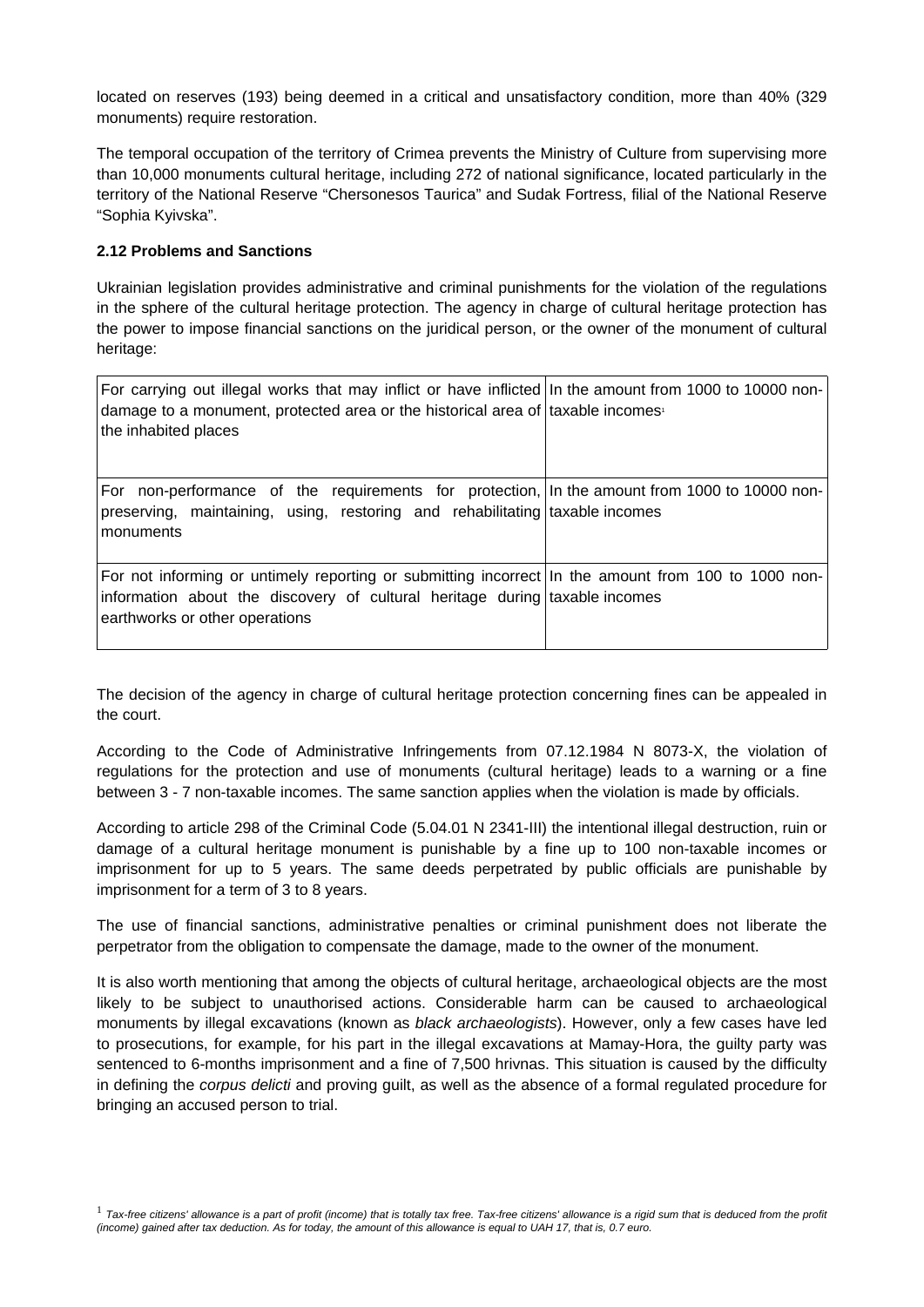located on reserves (193) being deemed in a critical and unsatisfactory condition, more than 40% (329 monuments) require restoration.

The temporal occupation of the territory of Crimea prevents the Ministry of Culture from supervising more than 10,000 monuments cultural heritage, including 272 of national significance, located particularly in the territory of the National Reserve "Chersonesos Taurica" and Sudak Fortress, filial of the National Reserve "Sophia Kyivska".

**2.12 Problems and Sanctions**

Ukrainian legislation provides administrative and criminal punishments for the violation of the regulations in the sphere of the cultural heritage protection. The agency in charge of cultural heritage protection has the power to impose financial sanctions on the juridical person, or the owner of the monument of cultural heritage:

| | |
|---|---|
| For carrying out illegal works that may inflict or have inflicted damage to a monument, protected area or the historical area of the inhabited places | In the amount from 1000 to 10000 non-taxable incomes[1] |
| For non-performance of the requirements for protection, preserving, maintaining, using, restoring and rehabilitating monuments | In the amount from 1000 to 10000 non-taxable incomes |
| For not informing or untimely reporting or submitting incorrect information about the discovery of cultural heritage during earthworks or other operations | In the amount from 100 to 1000 non-taxable incomes |

The decision of the agency in charge of cultural heritage protection concerning fines can be appealed in the court.

According to the Code of Administrative Infringements from 07.12.1984 N 8073-X, the violation of regulations for the protection and use of monuments (cultural heritage) leads to a warning or a fine between 3 - 7 non-taxable incomes. The same sanction applies when the violation is made by officials.

According to article 298 of the Criminal Code (5.04.01 N 2341-III) the intentional illegal destruction, ruin or damage of a cultural heritage monument is punishable by a fine up to 100 non-taxable incomes or imprisonment for up to 5 years. The same deeds perpetrated by public officials are punishable by imprisonment for a term of 3 to 8 years.

The use of financial sanctions, administrative penalties or criminal punishment does not liberate the perpetrator from the obligation to compensate the damage, made to the owner of the monument.

It is also worth mentioning that among the objects of cultural heritage, archaeological objects are the most likely to be subject to unauthorised actions. Considerable harm can be caused to archaeological monuments by illegal excavations (known as *black archaeologists*). However, only a few cases have led to prosecutions, for example, for his part in the illegal excavations at Mamay-Hora, the guilty party was sentenced to 6-months imprisonment and a fine of 7,500 hrivnas. This situation is caused by the difficulty in defining the *corpus delicti* and proving guilt, as well as the absence of a formal regulated procedure for bringing an accused person to trial.

[1] *Tax-free citizens' allowance is a part of profit (income) that is totally tax free. Tax-free citizens' allowance is a rigid sum that is deduced from the profit (income) gained after tax deduction. As for today, the amount of this allowance is equal to UAH 17, that is, 0.7 euro.*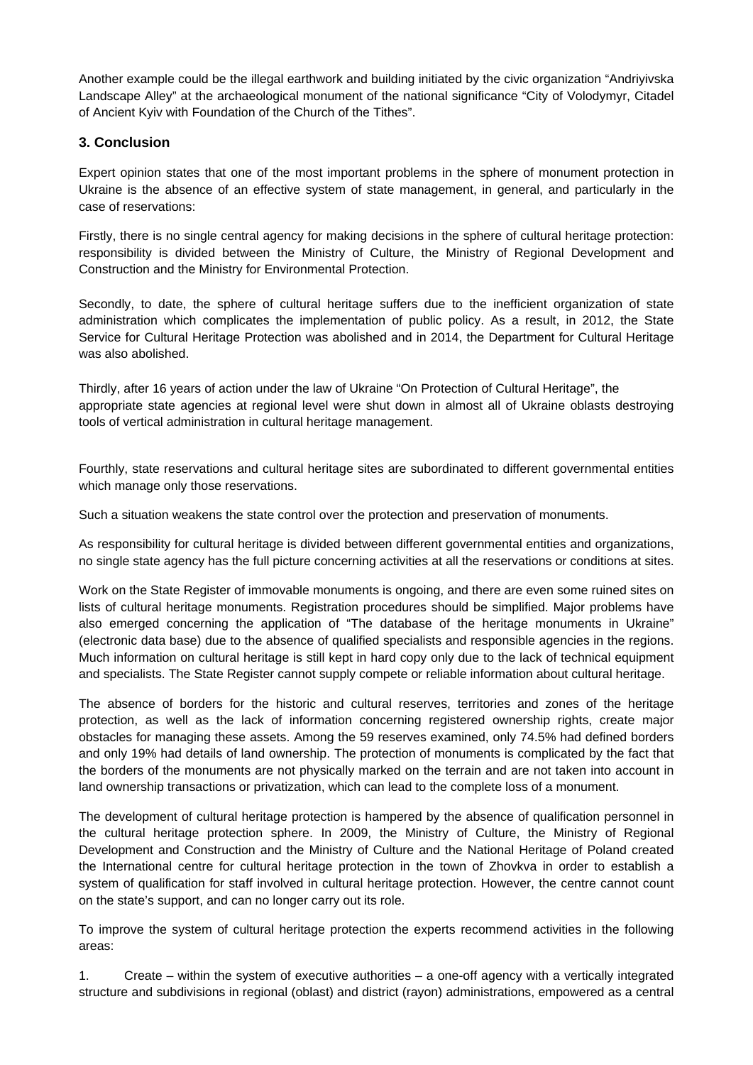Another example could be the illegal earthwork and building initiated by the civic organization "Andriyivska Landscape Alley" at the archaeological monument of the national significance "City of Volodymyr, Citadel of Ancient Kyiv with Foundation of the Church of the Tithes".

## 3. Conclusion

Expert opinion states that one of the most important problems in the sphere of monument protection in Ukraine is the absence of an effective system of state management, in general, and particularly in the case of reservations:

Firstly, there is no single central agency for making decisions in the sphere of cultural heritage protection: responsibility is divided between the Ministry of Culture, the Ministry of Regional Development and Construction and the Ministry for Environmental Protection.

Secondly, to date, the sphere of cultural heritage suffers due to the inefficient organization of state administration which complicates the implementation of public policy. As a result, in 2012, the State Service for Cultural Heritage Protection was abolished and in 2014, the Department for Cultural Heritage was also abolished.

Thirdly, after 16 years of action under the law of Ukraine "On Protection of Cultural Heritage", the appropriate state agencies at regional level were shut down in almost all of Ukraine oblasts destroying tools of vertical administration in cultural heritage management.

Fourthly, state reservations and cultural heritage sites are subordinated to different governmental entities which manage only those reservations.

Such a situation weakens the state control over the protection and preservation of monuments.

As responsibility for cultural heritage is divided between different governmental entities and organizations, no single state agency has the full picture concerning activities at all the reservations or conditions at sites.

Work on the State Register of immovable monuments is ongoing, and there are even some ruined sites on lists of cultural heritage monuments. Registration procedures should be simplified. Major problems have also emerged concerning the application of "The database of the heritage monuments in Ukraine" (electronic data base) due to the absence of qualified specialists and responsible agencies in the regions. Much information on cultural heritage is still kept in hard copy only due to the lack of technical equipment and specialists. The State Register cannot supply compete or reliable information about cultural heritage.

The absence of borders for the historic and cultural reserves, territories and zones of the heritage protection, as well as the lack of information concerning registered ownership rights, create major obstacles for managing these assets. Among the 59 reserves examined, only 74.5% had defined borders and only 19% had details of land ownership. The protection of monuments is complicated by the fact that the borders of the monuments are not physically marked on the terrain and are not taken into account in land ownership transactions or privatization, which can lead to the complete loss of a monument.

The development of cultural heritage protection is hampered by the absence of qualification personnel in the cultural heritage protection sphere. In 2009, the Ministry of Culture, the Ministry of Regional Development and Construction and the Ministry of Culture and the National Heritage of Poland created the International centre for cultural heritage protection in the town of Zhovkva in order to establish a system of qualification for staff involved in cultural heritage protection. However, the centre cannot count on the state's support, and can no longer carry out its role.

To improve the system of cultural heritage protection the experts recommend activities in the following areas:

1. Create – within the system of executive authorities – a one-off agency with a vertically integrated structure and subdivisions in regional (oblast) and district (rayon) administrations, empowered as a central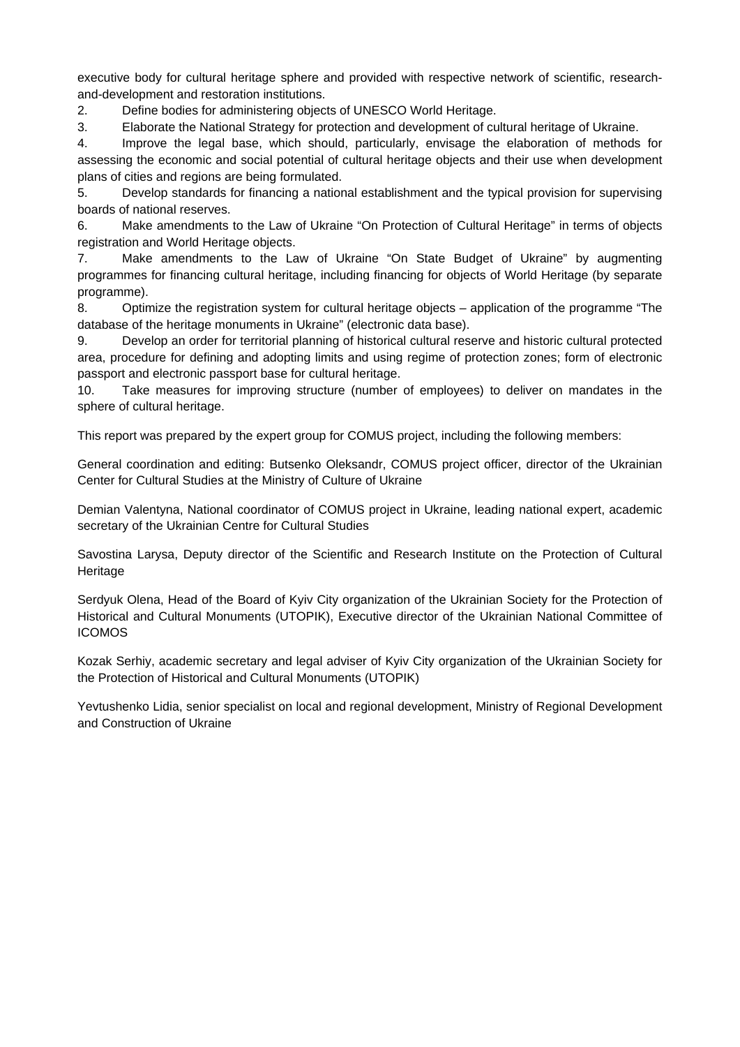executive body for cultural heritage sphere and provided with respective network of scientific, research-and-development and restoration institutions.

2. Define bodies for administering objects of UNESCO World Heritage.
3. Elaborate the National Strategy for protection and development of cultural heritage of Ukraine.
4. Improve the legal base, which should, particularly, envisage the elaboration of methods for assessing the economic and social potential of cultural heritage objects and their use when development plans of cities and regions are being formulated.
5. Develop standards for financing a national establishment and the typical provision for supervising boards of national reserves.
6. Make amendments to the Law of Ukraine "On Protection of Cultural Heritage" in terms of objects registration and World Heritage objects.
7. Make amendments to the Law of Ukraine "On State Budget of Ukraine" by augmenting programmes for financing cultural heritage, including financing for objects of World Heritage (by separate programme).
8. Optimize the registration system for cultural heritage objects – application of the programme "The database of the heritage monuments in Ukraine" (electronic data base).
9. Develop an order for territorial planning of historical cultural reserve and historic cultural protected area, procedure for defining and adopting limits and using regime of protection zones; form of electronic passport and electronic passport base for cultural heritage.
10. Take measures for improving structure (number of employees) to deliver on mandates in the sphere of cultural heritage.

This report was prepared by the expert group for COMUS project, including the following members:

General coordination and editing: Butsenko Oleksandr, COMUS project officer, director of the Ukrainian Center for Cultural Studies at the Ministry of Culture of Ukraine

Demian Valentyna, National coordinator of COMUS project in Ukraine, leading national expert, academic secretary of the Ukrainian Centre for Cultural Studies

Savostina Larysa, Deputy director of the Scientific and Research Institute on the Protection of Cultural Heritage

Serdyuk Olena, Head of the Board of Kyiv City organization of the Ukrainian Society for the Protection of Historical and Cultural Monuments (UTOPIK), Executive director of the Ukrainian National Committee of ICOMOS

Kozak Serhiy, academic secretary and legal adviser of Kyiv City organization of the Ukrainian Society for the Protection of Historical and Cultural Monuments (UTOPIK)

Yevtushenko Lidia, senior specialist on local and regional development, Ministry of Regional Development and Construction of Ukraine